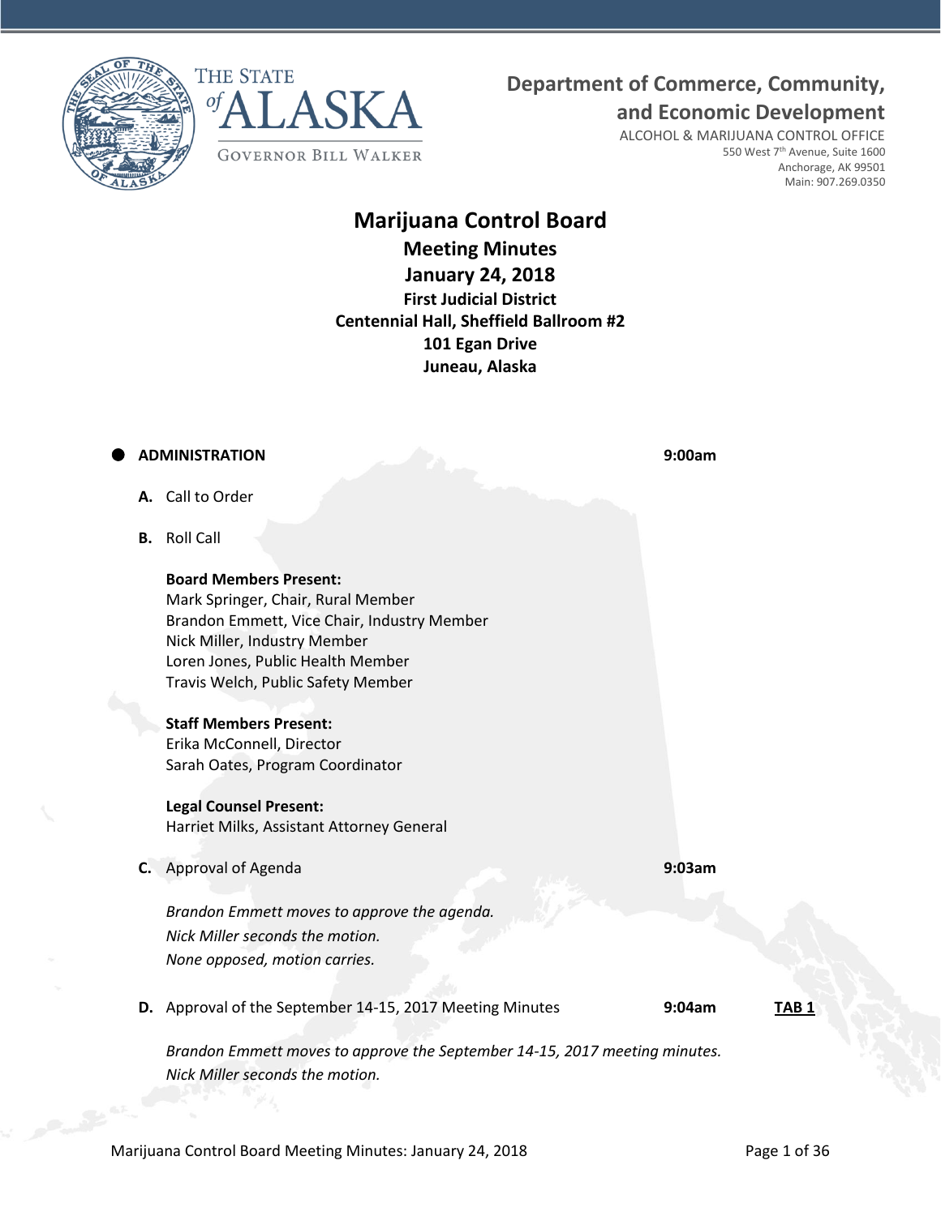THE STATE of ALASKA

GOVERNOR BILL WALKER

**Department of Commerce, Community, and Economic Development**

ALCOHOL & MARIJUANA CONTROL OFFICE
550 West 7th Avenue, Suite 1600
Anchorage, AK 99501
Main: 907.269.0350

# Marijuana Control Board

## Meeting Minutes
## January 24, 2018

**First Judicial District**
**Centennial Hall, Sheffield Ballroom #2**
**101 Egan Drive**
**Juneau, Alaska**

- **ADMINISTRATION** **9:00am**

**A.** Call to Order

**B.** Roll Call

**Board Members Present:**
Mark Springer, Chair, Rural Member
Brandon Emmett, Vice Chair, Industry Member
Nick Miller, Industry Member
Loren Jones, Public Health Member
Travis Welch, Public Safety Member

**Staff Members Present:**
Erika McConnell, Director
Sarah Oates, Program Coordinator

**Legal Counsel Present:**
Harriet Milks, Assistant Attorney General

**C.** Approval of Agenda **9:03am**

*Brandon Emmett moves to approve the agenda.*
*Nick Miller seconds the motion.*
*None opposed, motion carries.*

**D.** Approval of the September 14-15, 2017 Meeting Minutes **9:04am** **TAB 1**

*Brandon Emmett moves to approve the September 14-15, 2017 meeting minutes.*
*Nick Miller seconds the motion.*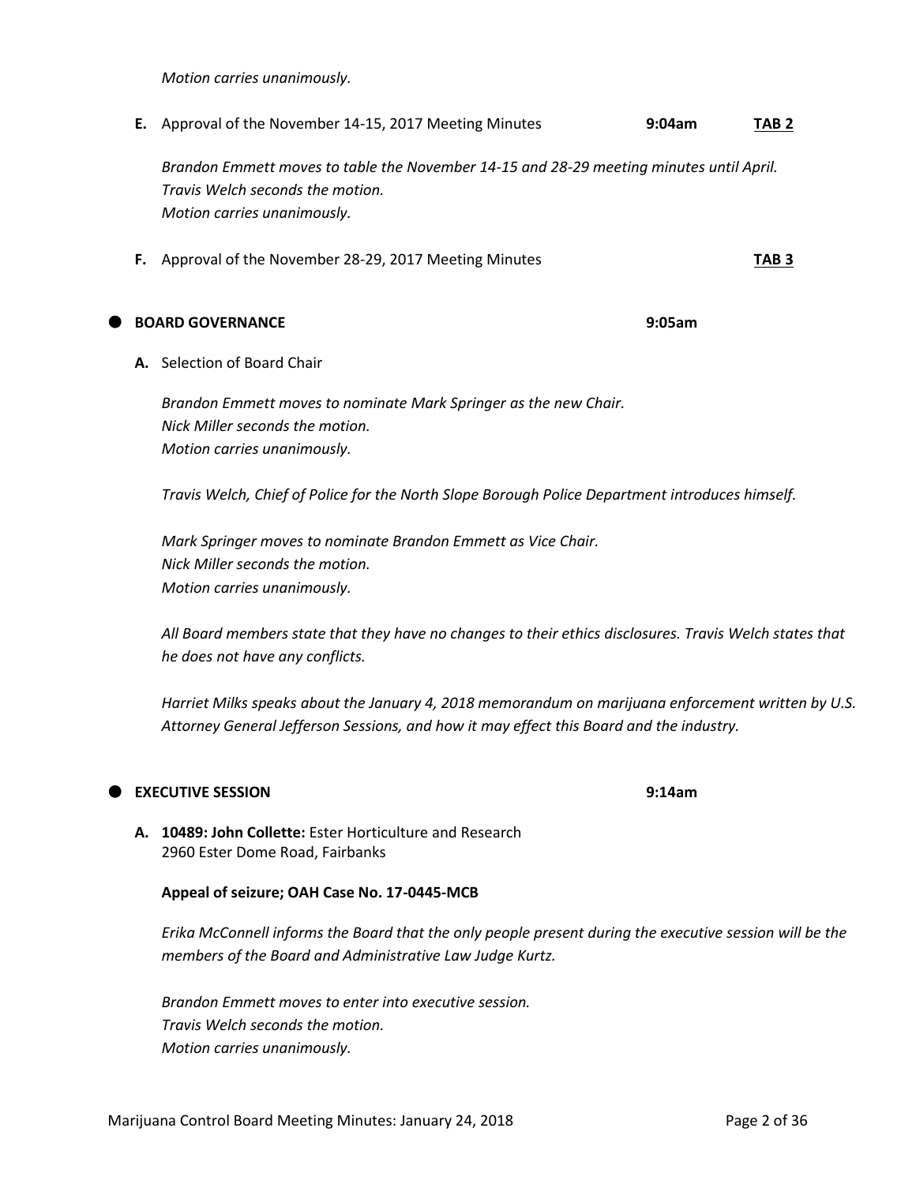*Motion carries unanimously.*

**E.** Approval of the November 14-15, 2017 Meeting Minutes **9:04am** **TAB 2**

*Brandon Emmett moves to table the November 14-15 and 28-29 meeting minutes until April.*
*Travis Welch seconds the motion.*
*Motion carries unanimously.*

**F.** Approval of the November 28-29, 2017 Meeting Minutes **TAB 3**

## BOARD GOVERNANCE **9:05am**

**A.** Selection of Board Chair

*Brandon Emmett moves to nominate Mark Springer as the new Chair.*
*Nick Miller seconds the motion.*
*Motion carries unanimously.*

*Travis Welch, Chief of Police for the North Slope Borough Police Department introduces himself.*

*Mark Springer moves to nominate Brandon Emmett as Vice Chair.*
*Nick Miller seconds the motion.*
*Motion carries unanimously.*

*All Board members state that they have no changes to their ethics disclosures. Travis Welch states that he does not have any conflicts.*

*Harriet Milks speaks about the January 4, 2018 memorandum on marijuana enforcement written by U.S. Attorney General Jefferson Sessions, and how it may effect this Board and the industry.*

## EXECUTIVE SESSION **9:14am**

**A. 10489: John Collette:** Ester Horticulture and Research
2960 Ester Dome Road, Fairbanks

**Appeal of seizure; OAH Case No. 17-0445-MCB**

*Erika McConnell informs the Board that the only people present during the executive session will be the members of the Board and Administrative Law Judge Kurtz.*

*Brandon Emmett moves to enter into executive session.*
*Travis Welch seconds the motion.*
*Motion carries unanimously.*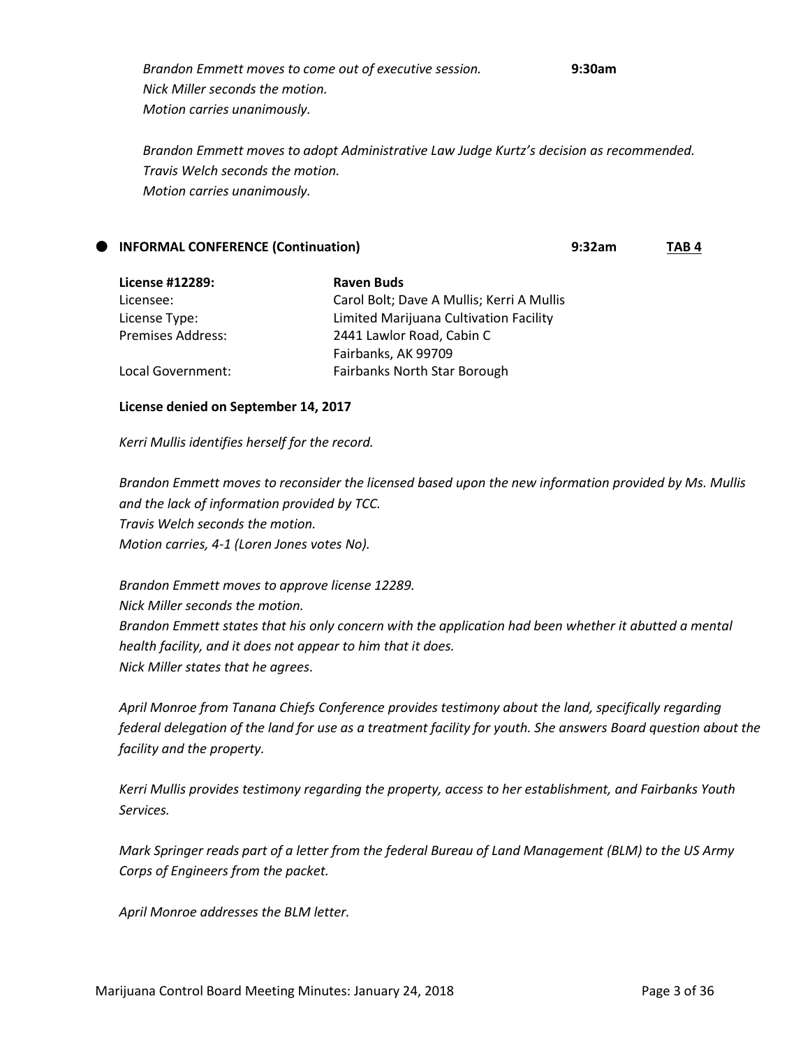*Brandon Emmett moves to come out of executive session.* **9:30am**
*Nick Miller seconds the motion.*
*Motion carries unanimously.*

*Brandon Emmett moves to adopt Administrative Law Judge Kurtz's decision as recommended.*
*Travis Welch seconds the motion.*
*Motion carries unanimously.*

- **INFORMAL CONFERENCE (Continuation)** **9:32am** **TAB 4**

| **License #12289:** | **Raven Buds** |
|---|---|
| Licensee: | Carol Bolt; Dave A Mullis; Kerri A Mullis |
| License Type: | Limited Marijuana Cultivation Facility |
| Premises Address: | 2441 Lawlor Road, Cabin C<br>Fairbanks, AK 99709 |
| Local Government: | Fairbanks North Star Borough |

**License denied on September 14, 2017**

*Kerri Mullis identifies herself for the record.*

*Brandon Emmett moves to reconsider the licensed based upon the new information provided by Ms. Mullis and the lack of information provided by TCC.*
*Travis Welch seconds the motion.*
*Motion carries, 4-1 (Loren Jones votes No).*

*Brandon Emmett moves to approve license 12289.*
*Nick Miller seconds the motion.*
*Brandon Emmett states that his only concern with the application had been whether it abutted a mental health facility, and it does not appear to him that it does.*
*Nick Miller states that he agrees.*

*April Monroe from Tanana Chiefs Conference provides testimony about the land, specifically regarding federal delegation of the land for use as a treatment facility for youth. She answers Board question about the facility and the property.*

*Kerri Mullis provides testimony regarding the property, access to her establishment, and Fairbanks Youth Services.*

*Mark Springer reads part of a letter from the federal Bureau of Land Management (BLM) to the US Army Corps of Engineers from the packet.*

*April Monroe addresses the BLM letter.*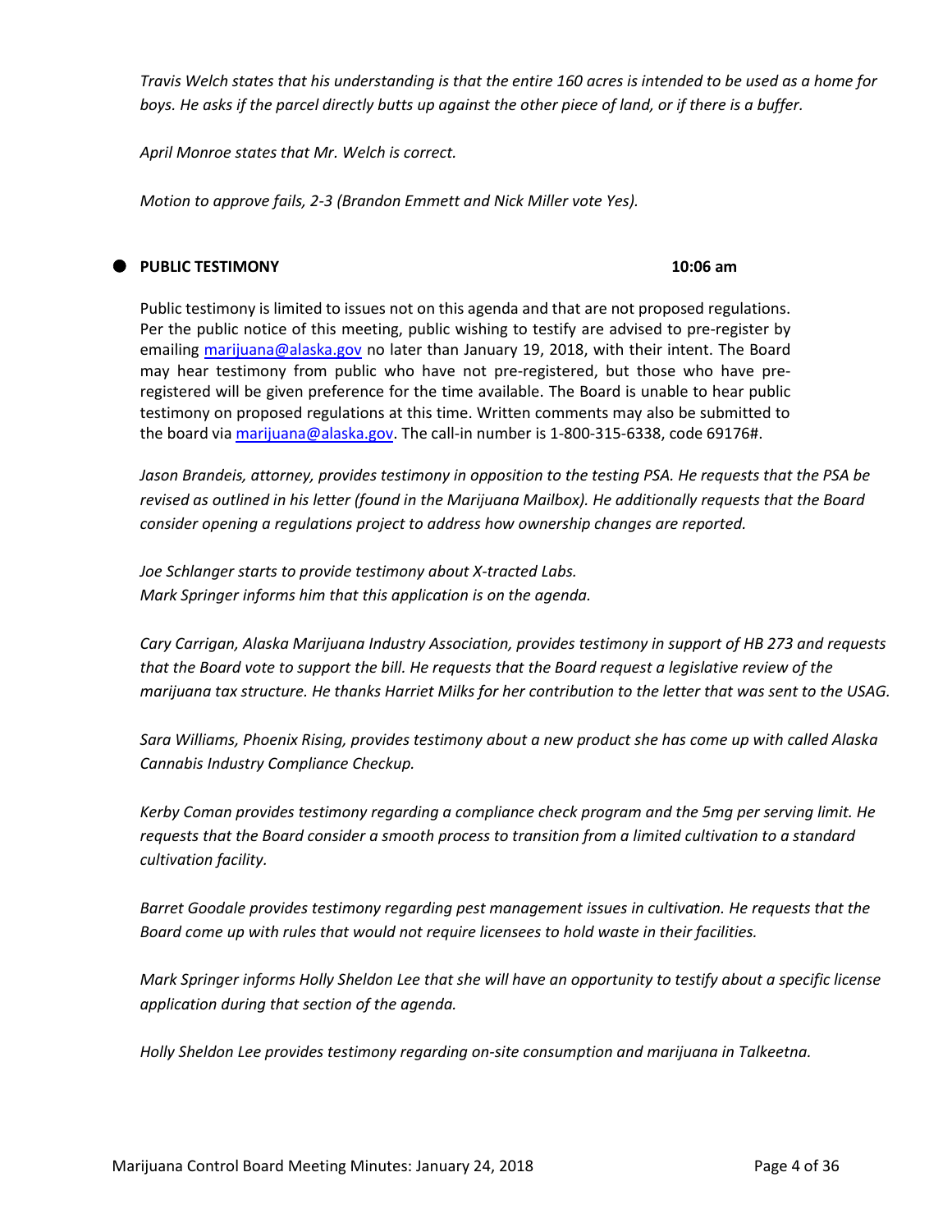*Travis Welch states that his understanding is that the entire 160 acres is intended to be used as a home for boys. He asks if the parcel directly butts up against the other piece of land, or if there is a buffer.*

*April Monroe states that Mr. Welch is correct.*

*Motion to approve fails, 2-3 (Brandon Emmett and Nick Miller vote Yes).*

- **PUBLIC TESTIMONY** **10:06 am**

Public testimony is limited to issues not on this agenda and that are not proposed regulations. Per the public notice of this meeting, public wishing to testify are advised to pre-register by emailing marijuana@alaska.gov no later than January 19, 2018, with their intent. The Board may hear testimony from public who have not pre-registered, but those who have pre-registered will be given preference for the time available. The Board is unable to hear public testimony on proposed regulations at this time. Written comments may also be submitted to the board via marijuana@alaska.gov. The call-in number is 1-800-315-6338, code 69176#.

*Jason Brandeis, attorney, provides testimony in opposition to the testing PSA. He requests that the PSA be revised as outlined in his letter (found in the Marijuana Mailbox). He additionally requests that the Board consider opening a regulations project to address how ownership changes are reported.*

*Joe Schlanger starts to provide testimony about X-tracted Labs.*
*Mark Springer informs him that this application is on the agenda.*

*Cary Carrigan, Alaska Marijuana Industry Association, provides testimony in support of HB 273 and requests that the Board vote to support the bill. He requests that the Board request a legislative review of the marijuana tax structure. He thanks Harriet Milks for her contribution to the letter that was sent to the USAG.*

*Sara Williams, Phoenix Rising, provides testimony about a new product she has come up with called Alaska Cannabis Industry Compliance Checkup.*

*Kerby Coman provides testimony regarding a compliance check program and the 5mg per serving limit. He requests that the Board consider a smooth process to transition from a limited cultivation to a standard cultivation facility.*

*Barret Goodale provides testimony regarding pest management issues in cultivation. He requests that the Board come up with rules that would not require licensees to hold waste in their facilities.*

*Mark Springer informs Holly Sheldon Lee that she will have an opportunity to testify about a specific license application during that section of the agenda.*

*Holly Sheldon Lee provides testimony regarding on-site consumption and marijuana in Talkeetna.*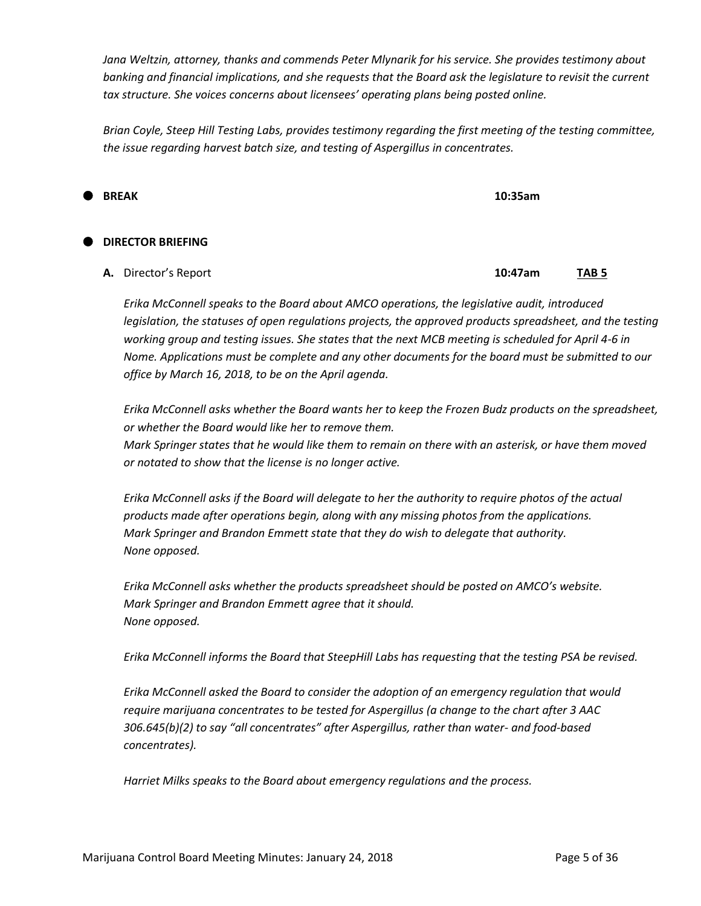*Jana Weltzin, attorney, thanks and commends Peter Mlynarik for his service. She provides testimony about banking and financial implications, and she requests that the Board ask the legislature to revisit the current tax structure. She voices concerns about licensees' operating plans being posted online.*

*Brian Coyle, Steep Hill Testing Labs, provides testimony regarding the first meeting of the testing committee, the issue regarding harvest batch size, and testing of Aspergillus in concentrates.*

- **BREAK** **10:35am**

- **DIRECTOR BRIEFING**

   **A.** Director's Report **10:47am** **TAB 5**

*Erika McConnell speaks to the Board about AMCO operations, the legislative audit, introduced legislation, the statuses of open regulations projects, the approved products spreadsheet, and the testing working group and testing issues. She states that the next MCB meeting is scheduled for April 4-6 in Nome. Applications must be complete and any other documents for the board must be submitted to our office by March 16, 2018, to be on the April agenda.*

*Erika McConnell asks whether the Board wants her to keep the Frozen Budz products on the spreadsheet, or whether the Board would like her to remove them.*
*Mark Springer states that he would like them to remain on there with an asterisk, or have them moved or notated to show that the license is no longer active.*

*Erika McConnell asks if the Board will delegate to her the authority to require photos of the actual products made after operations begin, along with any missing photos from the applications.*
*Mark Springer and Brandon Emmett state that they do wish to delegate that authority.*
*None opposed.*

*Erika McConnell asks whether the products spreadsheet should be posted on AMCO's website.*
*Mark Springer and Brandon Emmett agree that it should.*
*None opposed.*

*Erika McConnell informs the Board that SteepHill Labs has requesting that the testing PSA be revised.*

*Erika McConnell asked the Board to consider the adoption of an emergency regulation that would require marijuana concentrates to be tested for Aspergillus (a change to the chart after 3 AAC 306.645(b)(2) to say "all concentrates" after Aspergillus, rather than water- and food-based concentrates).*

*Harriet Milks speaks to the Board about emergency regulations and the process.*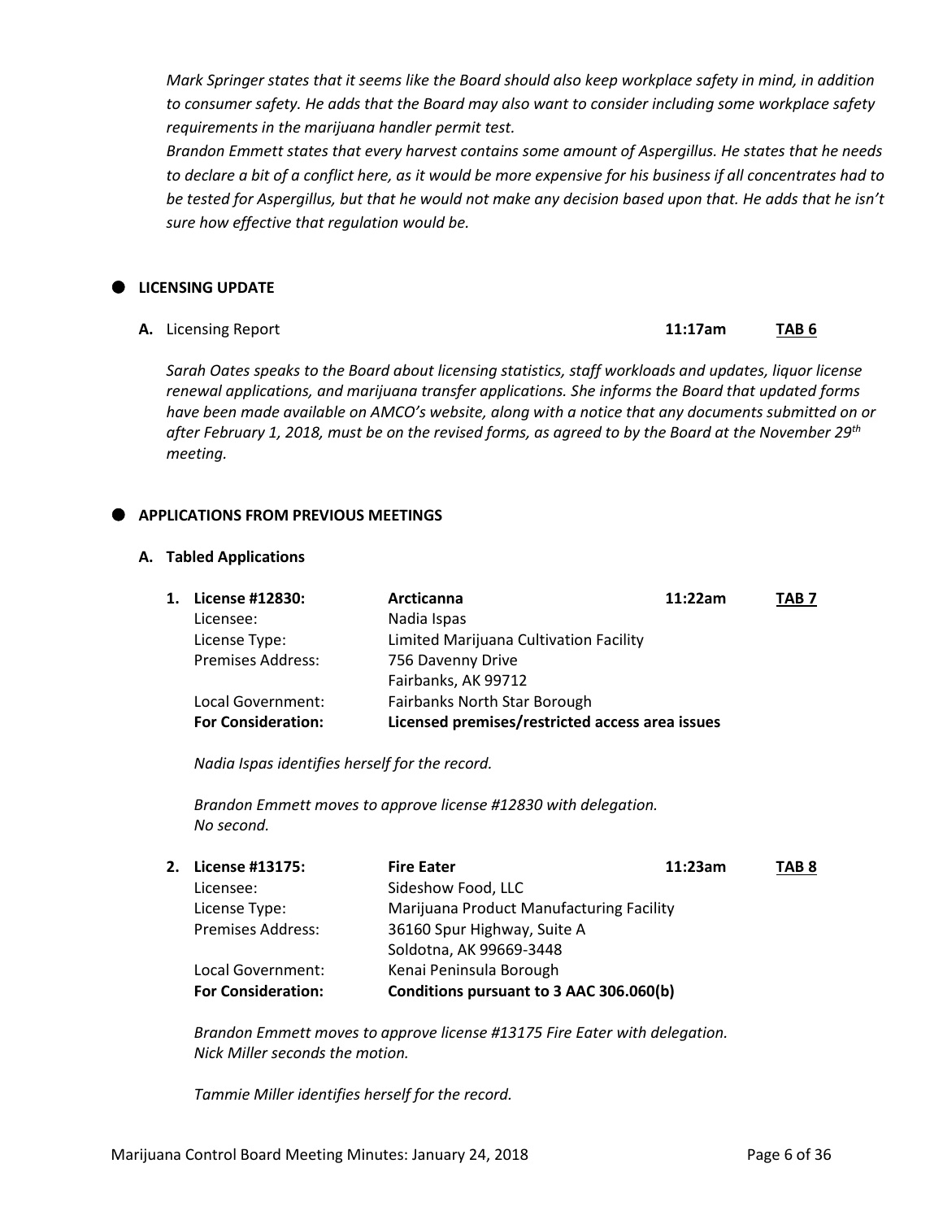*Mark Springer states that it seems like the Board should also keep workplace safety in mind, in addition to consumer safety. He adds that the Board may also want to consider including some workplace safety requirements in the marijuana handler permit test.*

*Brandon Emmett states that every harvest contains some amount of Aspergillus. He states that he needs to declare a bit of a conflict here, as it would be more expensive for his business if all concentrates had to be tested for Aspergillus, but that he would not make any decision based upon that. He adds that he isn't sure how effective that regulation would be.*

## LICENSING UPDATE

**A.** Licensing Report **11:17am** **TAB 6**

*Sarah Oates speaks to the Board about licensing statistics, staff workloads and updates, liquor license renewal applications, and marijuana transfer applications. She informs the Board that updated forms have been made available on AMCO's website, along with a notice that any documents submitted on or after February 1, 2018, must be on the revised forms, as agreed to by the Board at the November 29th meeting.*

## APPLICATIONS FROM PREVIOUS MEETINGS

### A. Tabled Applications

| 1. **License #12830:** | **Arcticanna** | **11:22am** | **TAB 7** |
|---|---|---|---|
| Licensee: | Nadia Ispas | | |
| License Type: | Limited Marijuana Cultivation Facility | | |
| Premises Address: | 756 Davenny Drive<br>Fairbanks, AK 99712 | | |
| Local Government: | Fairbanks North Star Borough | | |
| **For Consideration:** | **Licensed premises/restricted access area issues** | | |

*Nadia Ispas identifies herself for the record.*

*Brandon Emmett moves to approve license #12830 with delegation.*
*No second.*

| 2. **License #13175:** | **Fire Eater** | **11:23am** | **TAB 8** |
|---|---|---|---|
| Licensee: | Sideshow Food, LLC | | |
| License Type: | Marijuana Product Manufacturing Facility | | |
| Premises Address: | 36160 Spur Highway, Suite A<br>Soldotna, AK 99669-3448 | | |
| Local Government: | Kenai Peninsula Borough | | |
| **For Consideration:** | **Conditions pursuant to 3 AAC 306.060(b)** | | |

*Brandon Emmett moves to approve license #13175 Fire Eater with delegation.*
*Nick Miller seconds the motion.*

*Tammie Miller identifies herself for the record.*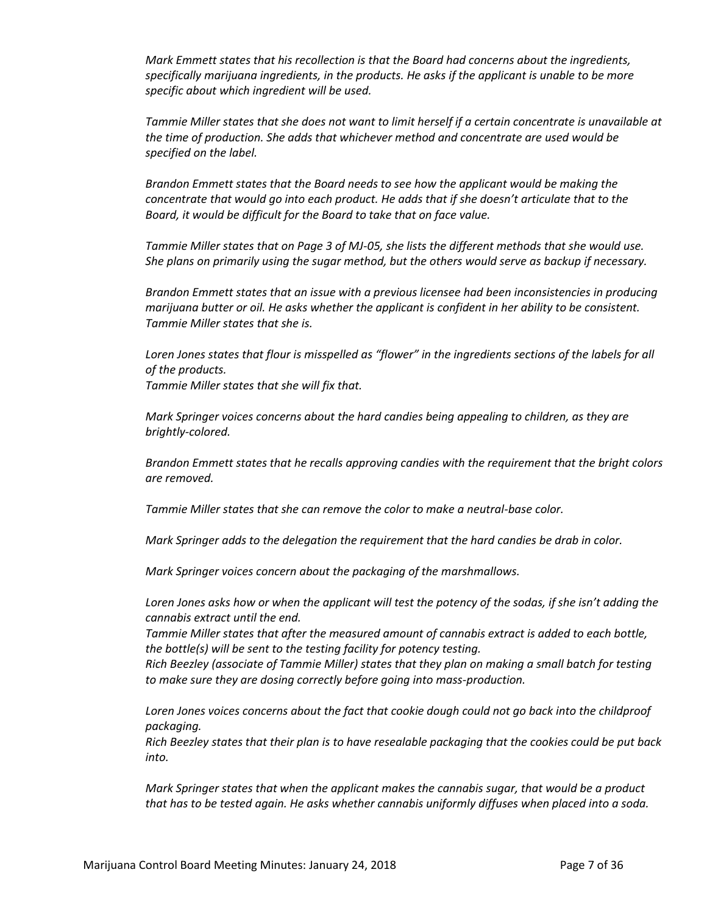*Mark Emmett states that his recollection is that the Board had concerns about the ingredients, specifically marijuana ingredients, in the products. He asks if the applicant is unable to be more specific about which ingredient will be used.*

*Tammie Miller states that she does not want to limit herself if a certain concentrate is unavailable at the time of production. She adds that whichever method and concentrate are used would be specified on the label.*

*Brandon Emmett states that the Board needs to see how the applicant would be making the concentrate that would go into each product. He adds that if she doesn't articulate that to the Board, it would be difficult for the Board to take that on face value.*

*Tammie Miller states that on Page 3 of MJ-05, she lists the different methods that she would use. She plans on primarily using the sugar method, but the others would serve as backup if necessary.*

*Brandon Emmett states that an issue with a previous licensee had been inconsistencies in producing marijuana butter or oil. He asks whether the applicant is confident in her ability to be consistent. Tammie Miller states that she is.*

*Loren Jones states that flour is misspelled as "flower" in the ingredients sections of the labels for all of the products.*
*Tammie Miller states that she will fix that.*

*Mark Springer voices concerns about the hard candies being appealing to children, as they are brightly-colored.*

*Brandon Emmett states that he recalls approving candies with the requirement that the bright colors are removed.*

*Tammie Miller states that she can remove the color to make a neutral-base color.*

*Mark Springer adds to the delegation the requirement that the hard candies be drab in color.*

*Mark Springer voices concern about the packaging of the marshmallows.*

*Loren Jones asks how or when the applicant will test the potency of the sodas, if she isn't adding the cannabis extract until the end.*
*Tammie Miller states that after the measured amount of cannabis extract is added to each bottle, the bottle(s) will be sent to the testing facility for potency testing.*
*Rich Beezley (associate of Tammie Miller) states that they plan on making a small batch for testing to make sure they are dosing correctly before going into mass-production.*

*Loren Jones voices concerns about the fact that cookie dough could not go back into the childproof packaging.*
*Rich Beezley states that their plan is to have resealable packaging that the cookies could be put back into.*

*Mark Springer states that when the applicant makes the cannabis sugar, that would be a product that has to be tested again. He asks whether cannabis uniformly diffuses when placed into a soda.*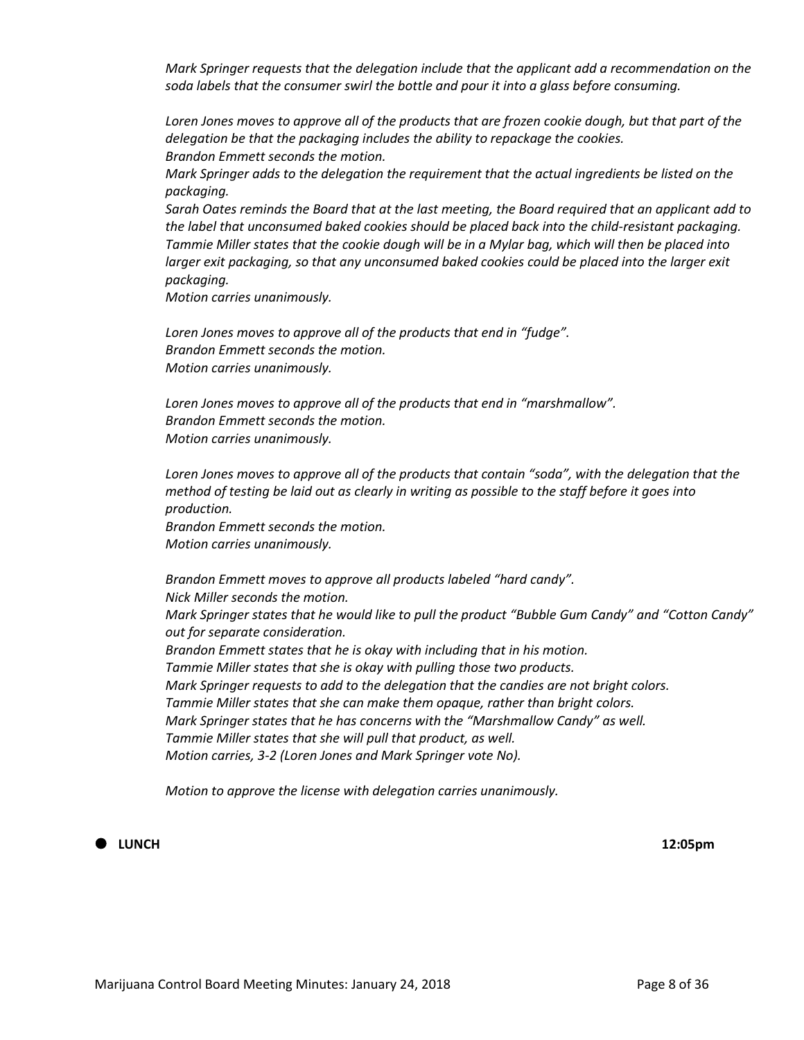*Mark Springer requests that the delegation include that the applicant add a recommendation on the soda labels that the consumer swirl the bottle and pour it into a glass before consuming.*

*Loren Jones moves to approve all of the products that are frozen cookie dough, but that part of the delegation be that the packaging includes the ability to repackage the cookies.*
*Brandon Emmett seconds the motion.*
*Mark Springer adds to the delegation the requirement that the actual ingredients be listed on the packaging.*
*Sarah Oates reminds the Board that at the last meeting, the Board required that an applicant add to the label that unconsumed baked cookies should be placed back into the child-resistant packaging.*
*Tammie Miller states that the cookie dough will be in a Mylar bag, which will then be placed into larger exit packaging, so that any unconsumed baked cookies could be placed into the larger exit packaging.*
*Motion carries unanimously.*

*Loren Jones moves to approve all of the products that end in "fudge".*
*Brandon Emmett seconds the motion.*
*Motion carries unanimously.*

*Loren Jones moves to approve all of the products that end in "marshmallow".*
*Brandon Emmett seconds the motion.*
*Motion carries unanimously.*

*Loren Jones moves to approve all of the products that contain "soda", with the delegation that the method of testing be laid out as clearly in writing as possible to the staff before it goes into production.*
*Brandon Emmett seconds the motion.*
*Motion carries unanimously.*

*Brandon Emmett moves to approve all products labeled "hard candy".*
*Nick Miller seconds the motion.*
*Mark Springer states that he would like to pull the product "Bubble Gum Candy" and "Cotton Candy" out for separate consideration.*
*Brandon Emmett states that he is okay with including that in his motion.*
*Tammie Miller states that she is okay with pulling those two products.*
*Mark Springer requests to add to the delegation that the candies are not bright colors.*
*Tammie Miller states that she can make them opaque, rather than bright colors.*
*Mark Springer states that he has concerns with the "Marshmallow Candy" as well.*
*Tammie Miller states that she will pull that product, as well.*
*Motion carries, 3-2 (Loren Jones and Mark Springer vote No).*

*Motion to approve the license with delegation carries unanimously.*

- **LUNCH** **12:05pm**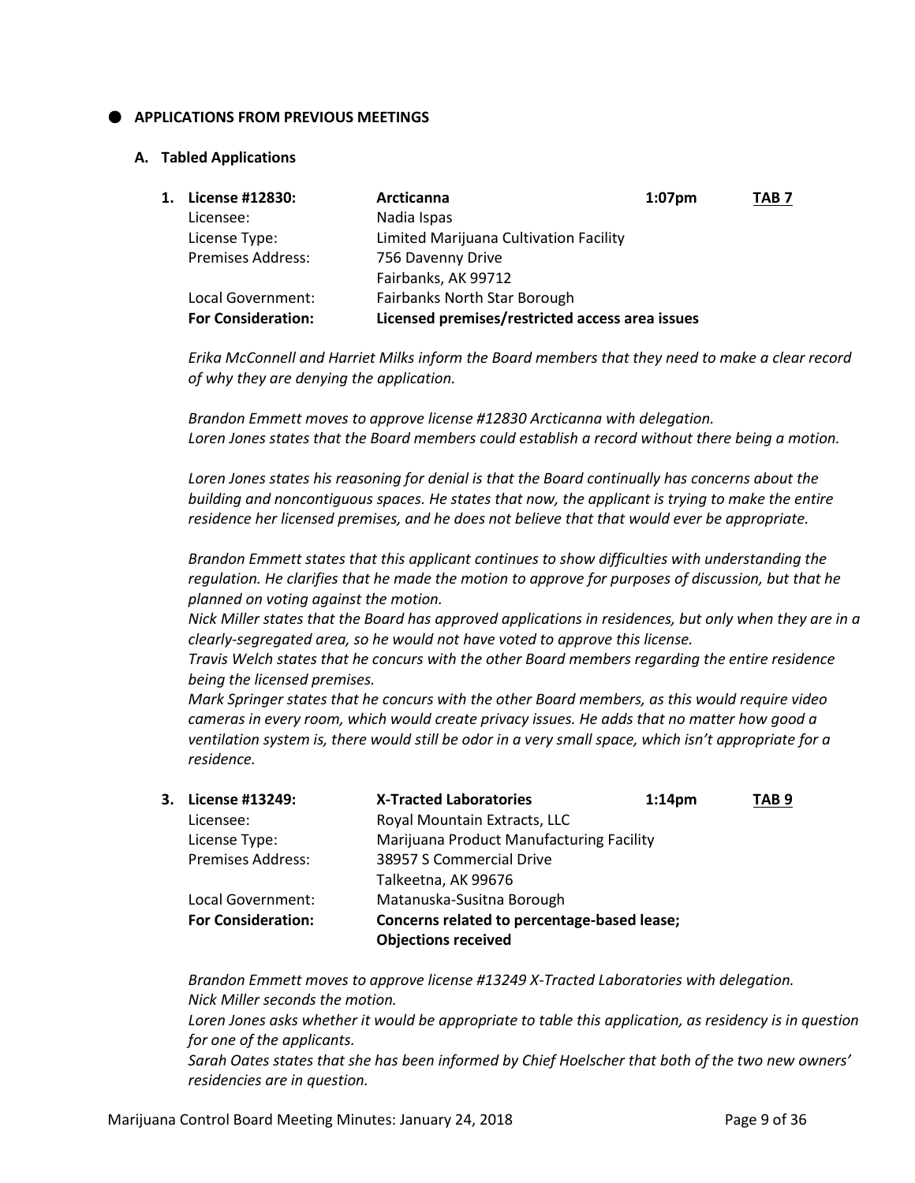- **APPLICATIONS FROM PREVIOUS MEETINGS**

**A. Tabled Applications**

**1. License #12830:** **Arcticanna** **1:07pm** **TAB 7**

| | |
|---|---|
| Licensee: | Nadia Ispas |
| License Type: | Limited Marijuana Cultivation Facility |
| Premises Address: | 756 Davenny Drive<br>Fairbanks, AK 99712 |
| Local Government: | Fairbanks North Star Borough |
| **For Consideration:** | **Licensed premises/restricted access area issues** |

*Erika McConnell and Harriet Milks inform the Board members that they need to make a clear record of why they are denying the application.*

*Brandon Emmett moves to approve license #12830 Arcticanna with delegation.*
*Loren Jones states that the Board members could establish a record without there being a motion.*

*Loren Jones states his reasoning for denial is that the Board continually has concerns about the building and noncontiguous spaces. He states that now, the applicant is trying to make the entire residence her licensed premises, and he does not believe that that would ever be appropriate.*

*Brandon Emmett states that this applicant continues to show difficulties with understanding the regulation. He clarifies that he made the motion to approve for purposes of discussion, but that he planned on voting against the motion.*
*Nick Miller states that the Board has approved applications in residences, but only when they are in a clearly-segregated area, so he would not have voted to approve this license.*
*Travis Welch states that he concurs with the other Board members regarding the entire residence being the licensed premises.*
*Mark Springer states that he concurs with the other Board members, as this would require video cameras in every room, which would create privacy issues. He adds that no matter how good a ventilation system is, there would still be odor in a very small space, which isn't appropriate for a residence.*

**3. License #13249:** **X-Tracted Laboratories** **1:14pm** **TAB 9**

| | |
|---|---|
| Licensee: | Royal Mountain Extracts, LLC |
| License Type: | Marijuana Product Manufacturing Facility |
| Premises Address: | 38957 S Commercial Drive<br>Talkeetna, AK 99676 |
| Local Government: | Matanuska-Susitna Borough |
| **For Consideration:** | **Concerns related to percentage-based lease;<br>Objections received** |

*Brandon Emmett moves to approve license #13249 X-Tracted Laboratories with delegation.*
*Nick Miller seconds the motion.*
*Loren Jones asks whether it would be appropriate to table this application, as residency is in question for one of the applicants.*
*Sarah Oates states that she has been informed by Chief Hoelscher that both of the two new owners' residencies are in question.*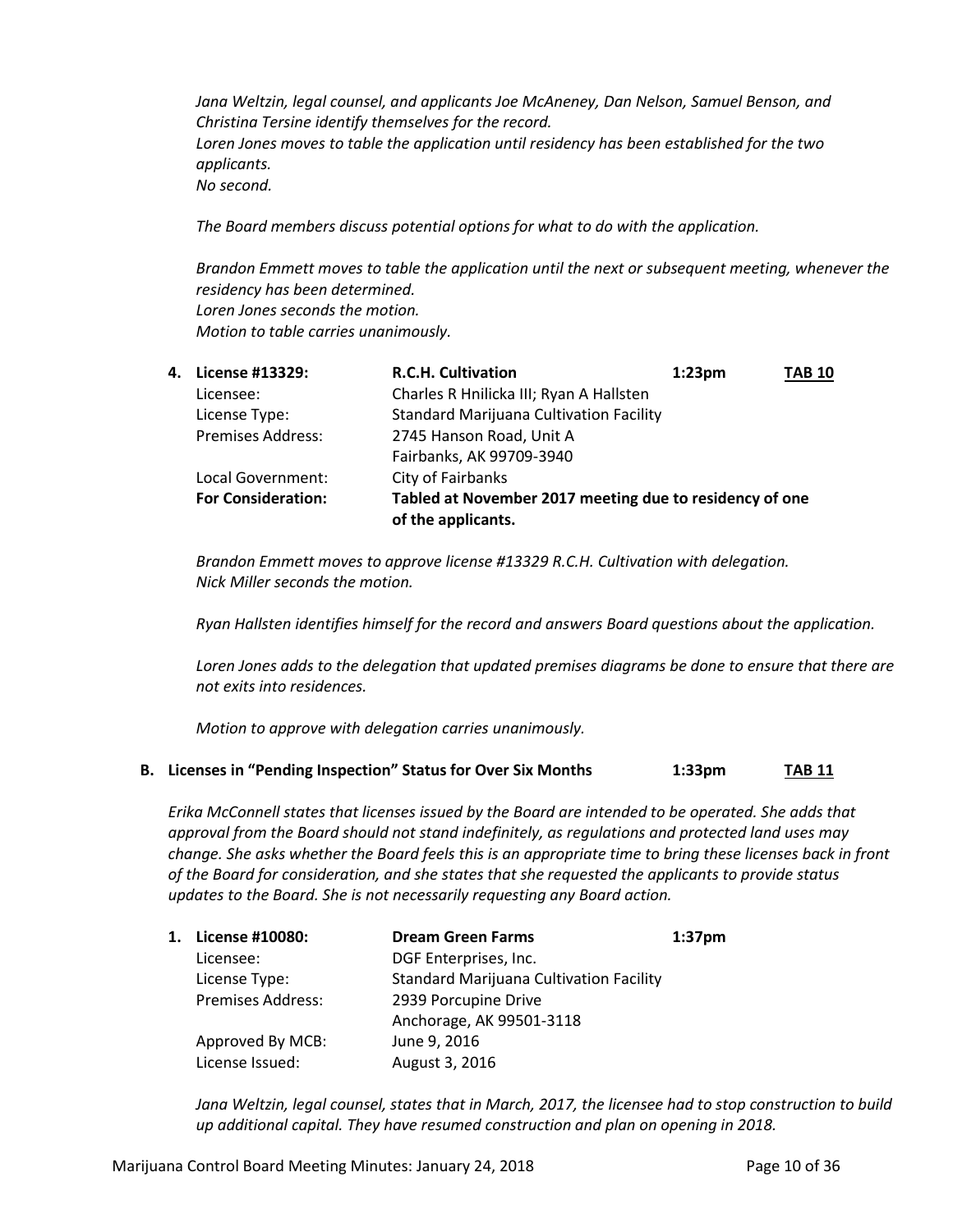*Jana Weltzin, legal counsel, and applicants Joe McAneney, Dan Nelson, Samuel Benson, and Christina Tersine identify themselves for the record.*
*Loren Jones moves to table the application until residency has been established for the two applicants.*
*No second.*

*The Board members discuss potential options for what to do with the application.*

*Brandon Emmett moves to table the application until the next or subsequent meeting, whenever the residency has been determined.*
*Loren Jones seconds the motion.*
*Motion to table carries unanimously.*

| **4. License #13329:** | **R.C.H. Cultivation** | **1:23pm** | **TAB 10** |
|---|---|---|---|
| Licensee: | Charles R Hnilicka III; Ryan A Hallsten | | |
| License Type: | Standard Marijuana Cultivation Facility | | |
| Premises Address: | 2745 Hanson Road, Unit A<br>Fairbanks, AK 99709-3940 | | |
| Local Government: | City of Fairbanks | | |
| **For Consideration:** | **Tabled at November 2017 meeting due to residency of one of the applicants.** | | |

*Brandon Emmett moves to approve license #13329 R.C.H. Cultivation with delegation.*
*Nick Miller seconds the motion.*

*Ryan Hallsten identifies himself for the record and answers Board questions about the application.*

*Loren Jones adds to the delegation that updated premises diagrams be done to ensure that there are not exits into residences.*

*Motion to approve with delegation carries unanimously.*

## B. Licenses in "Pending Inspection" Status for Over Six Months — 1:33pm — TAB 11

*Erika McConnell states that licenses issued by the Board are intended to be operated. She adds that approval from the Board should not stand indefinitely, as regulations and protected land uses may change. She asks whether the Board feels this is an appropriate time to bring these licenses back in front of the Board for consideration, and she states that she requested the applicants to provide status updates to the Board. She is not necessarily requesting any Board action.*

| **1. License #10080:** | **Dream Green Farms** | **1:37pm** |
|---|---|---|
| Licensee: | DGF Enterprises, Inc. | |
| License Type: | Standard Marijuana Cultivation Facility | |
| Premises Address: | 2939 Porcupine Drive<br>Anchorage, AK 99501-3118 | |
| Approved By MCB: | June 9, 2016 | |
| License Issued: | August 3, 2016 | |

*Jana Weltzin, legal counsel, states that in March, 2017, the licensee had to stop construction to build up additional capital. They have resumed construction and plan on opening in 2018.*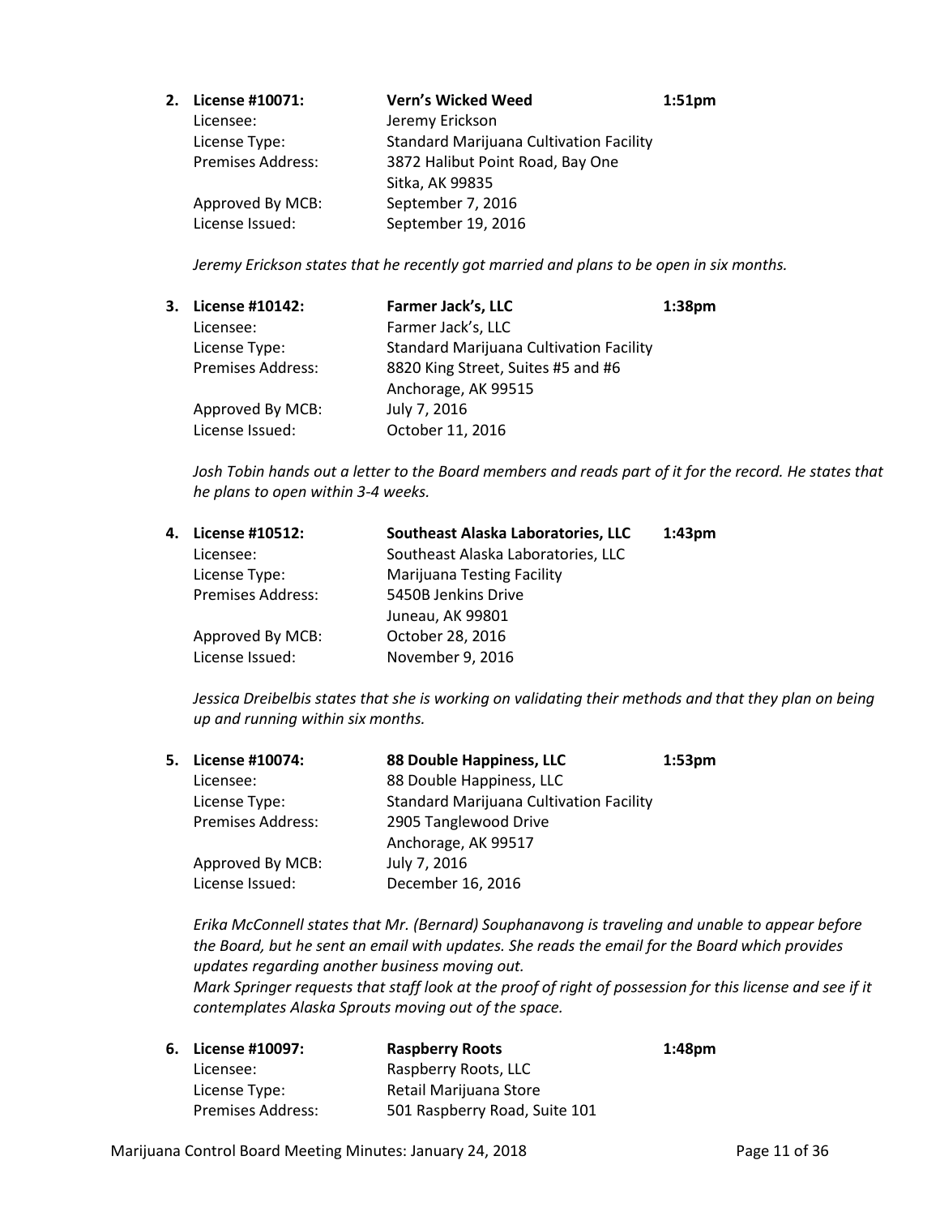2. **License #10071:** **Vern's Wicked Weed** **1:51pm**
   Licensee: Jeremy Erickson
   License Type: Standard Marijuana Cultivation Facility
   Premises Address: 3872 Halibut Point Road, Bay One
   Sitka, AK 99835
   Approved By MCB: September 7, 2016
   License Issued: September 19, 2016

   *Jeremy Erickson states that he recently got married and plans to be open in six months.*

3. **License #10142:** **Farmer Jack's, LLC** **1:38pm**
   Licensee: Farmer Jack's, LLC
   License Type: Standard Marijuana Cultivation Facility
   Premises Address: 8820 King Street, Suites #5 and #6
   Anchorage, AK 99515
   Approved By MCB: July 7, 2016
   License Issued: October 11, 2016

   *Josh Tobin hands out a letter to the Board members and reads part of it for the record. He states that he plans to open within 3-4 weeks.*

4. **License #10512:** **Southeast Alaska Laboratories, LLC** **1:43pm**
   Licensee: Southeast Alaska Laboratories, LLC
   License Type: Marijuana Testing Facility
   Premises Address: 5450B Jenkins Drive
   Juneau, AK 99801
   Approved By MCB: October 28, 2016
   License Issued: November 9, 2016

   *Jessica Dreibelbis states that she is working on validating their methods and that they plan on being up and running within six months.*

5. **License #10074:** **88 Double Happiness, LLC** **1:53pm**
   Licensee: 88 Double Happiness, LLC
   License Type: Standard Marijuana Cultivation Facility
   Premises Address: 2905 Tanglewood Drive
   Anchorage, AK 99517
   Approved By MCB: July 7, 2016
   License Issued: December 16, 2016

   *Erika McConnell states that Mr. (Bernard) Souphanavong is traveling and unable to appear before the Board, but he sent an email with updates. She reads the email for the Board which provides updates regarding another business moving out.*
   *Mark Springer requests that staff look at the proof of right of possession for this license and see if it contemplates Alaska Sprouts moving out of the space.*

6. **License #10097:** **Raspberry Roots** **1:48pm**
   Licensee: Raspberry Roots, LLC
   License Type: Retail Marijuana Store
   Premises Address: 501 Raspberry Road, Suite 101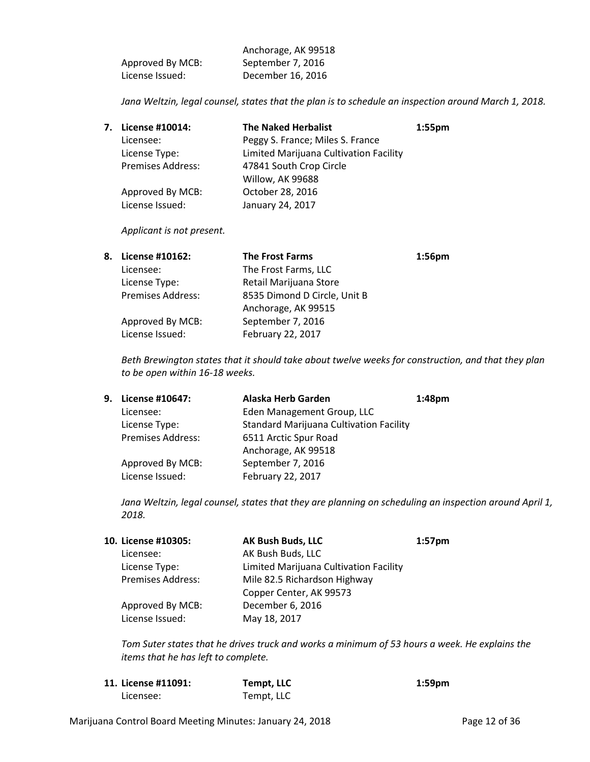| | |
|---|---|
| | Anchorage, AK 99518 |
| Approved By MCB: | September 7, 2016 |
| License Issued: | December 16, 2016 |

*Jana Weltzin, legal counsel, states that the plan is to schedule an inspection around March 1, 2018.*

**7. License #10014: The Naked Herbalist 1:55pm**

| | |
|---|---|
| Licensee: | Peggy S. France; Miles S. France |
| License Type: | Limited Marijuana Cultivation Facility |
| Premises Address: | 47841 South Crop Circle<br>Willow, AK 99688 |
| Approved By MCB: | October 28, 2016 |
| License Issued: | January 24, 2017 |

*Applicant is not present.*

**8. License #10162: The Frost Farms 1:56pm**

| | |
|---|---|
| Licensee: | The Frost Farms, LLC |
| License Type: | Retail Marijuana Store |
| Premises Address: | 8535 Dimond D Circle, Unit B<br>Anchorage, AK 99515 |
| Approved By MCB: | September 7, 2016 |
| License Issued: | February 22, 2017 |

*Beth Brewington states that it should take about twelve weeks for construction, and that they plan to be open within 16-18 weeks.*

**9. License #10647: Alaska Herb Garden 1:48pm**

| | |
|---|---|
| Licensee: | Eden Management Group, LLC |
| License Type: | Standard Marijuana Cultivation Facility |
| Premises Address: | 6511 Arctic Spur Road<br>Anchorage, AK 99518 |
| Approved By MCB: | September 7, 2016 |
| License Issued: | February 22, 2017 |

*Jana Weltzin, legal counsel, states that they are planning on scheduling an inspection around April 1, 2018.*

**10. License #10305: AK Bush Buds, LLC 1:57pm**

| | |
|---|---|
| Licensee: | AK Bush Buds, LLC |
| License Type: | Limited Marijuana Cultivation Facility |
| Premises Address: | Mile 82.5 Richardson Highway<br>Copper Center, AK 99573 |
| Approved By MCB: | December 6, 2016 |
| License Issued: | May 18, 2017 |

*Tom Suter states that he drives truck and works a minimum of 53 hours a week. He explains the items that he has left to complete.*

**11. License #11091: Tempt, LLC 1:59pm**

| | |
|---|---|
| Licensee: | Tempt, LLC |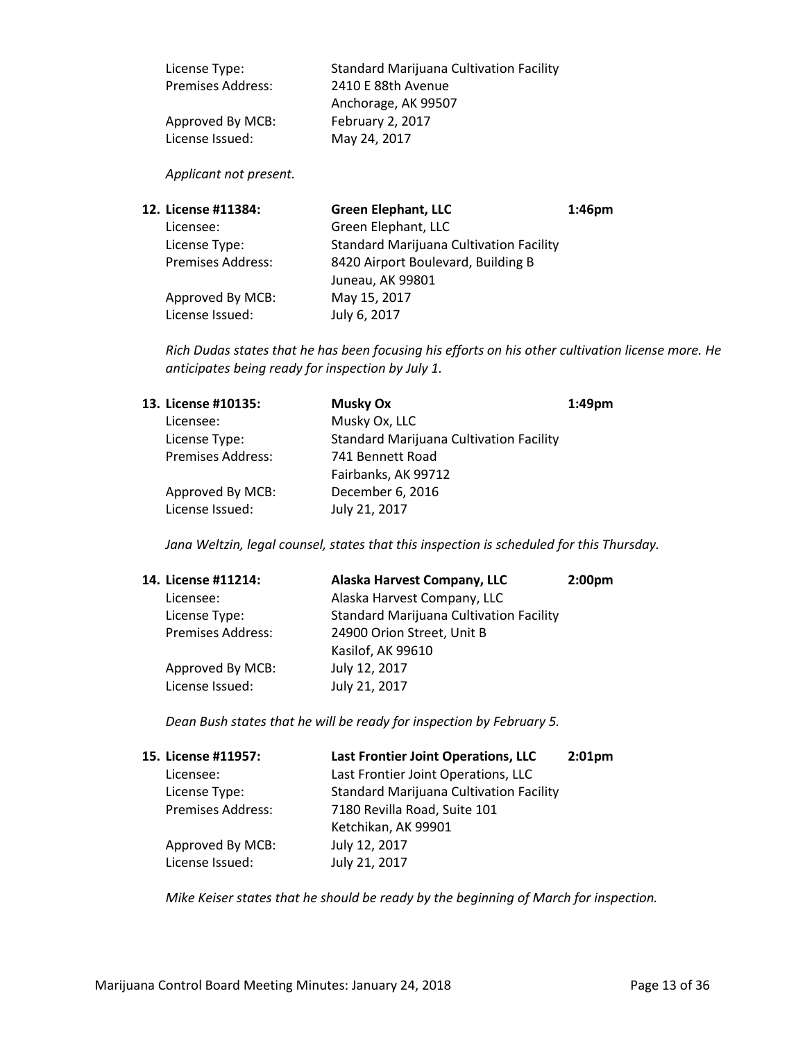| | |
|---|---|
| License Type: | Standard Marijuana Cultivation Facility |
| Premises Address: | 2410 E 88th Avenue<br>Anchorage, AK 99507 |
| Approved By MCB: | February 2, 2017 |
| License Issued: | May 24, 2017 |

*Applicant not present.*

**12. License #11384: Green Elephant, LLC 1:46pm**

| | |
|---|---|
| Licensee: | Green Elephant, LLC |
| License Type: | Standard Marijuana Cultivation Facility |
| Premises Address: | 8420 Airport Boulevard, Building B<br>Juneau, AK 99801 |
| Approved By MCB: | May 15, 2017 |
| License Issued: | July 6, 2017 |

*Rich Dudas states that he has been focusing his efforts on his other cultivation license more. He anticipates being ready for inspection by July 1.*

**13. License #10135: Musky Ox 1:49pm**

| | |
|---|---|
| Licensee: | Musky Ox, LLC |
| License Type: | Standard Marijuana Cultivation Facility |
| Premises Address: | 741 Bennett Road<br>Fairbanks, AK 99712 |
| Approved By MCB: | December 6, 2016 |
| License Issued: | July 21, 2017 |

*Jana Weltzin, legal counsel, states that this inspection is scheduled for this Thursday.*

**14. License #11214: Alaska Harvest Company, LLC 2:00pm**

| | |
|---|---|
| Licensee: | Alaska Harvest Company, LLC |
| License Type: | Standard Marijuana Cultivation Facility |
| Premises Address: | 24900 Orion Street, Unit B<br>Kasilof, AK 99610 |
| Approved By MCB: | July 12, 2017 |
| License Issued: | July 21, 2017 |

*Dean Bush states that he will be ready for inspection by February 5.*

**15. License #11957: Last Frontier Joint Operations, LLC 2:01pm**

| | |
|---|---|
| Licensee: | Last Frontier Joint Operations, LLC |
| License Type: | Standard Marijuana Cultivation Facility |
| Premises Address: | 7180 Revilla Road, Suite 101<br>Ketchikan, AK 99901 |
| Approved By MCB: | July 12, 2017 |
| License Issued: | July 21, 2017 |

*Mike Keiser states that he should be ready by the beginning of March for inspection.*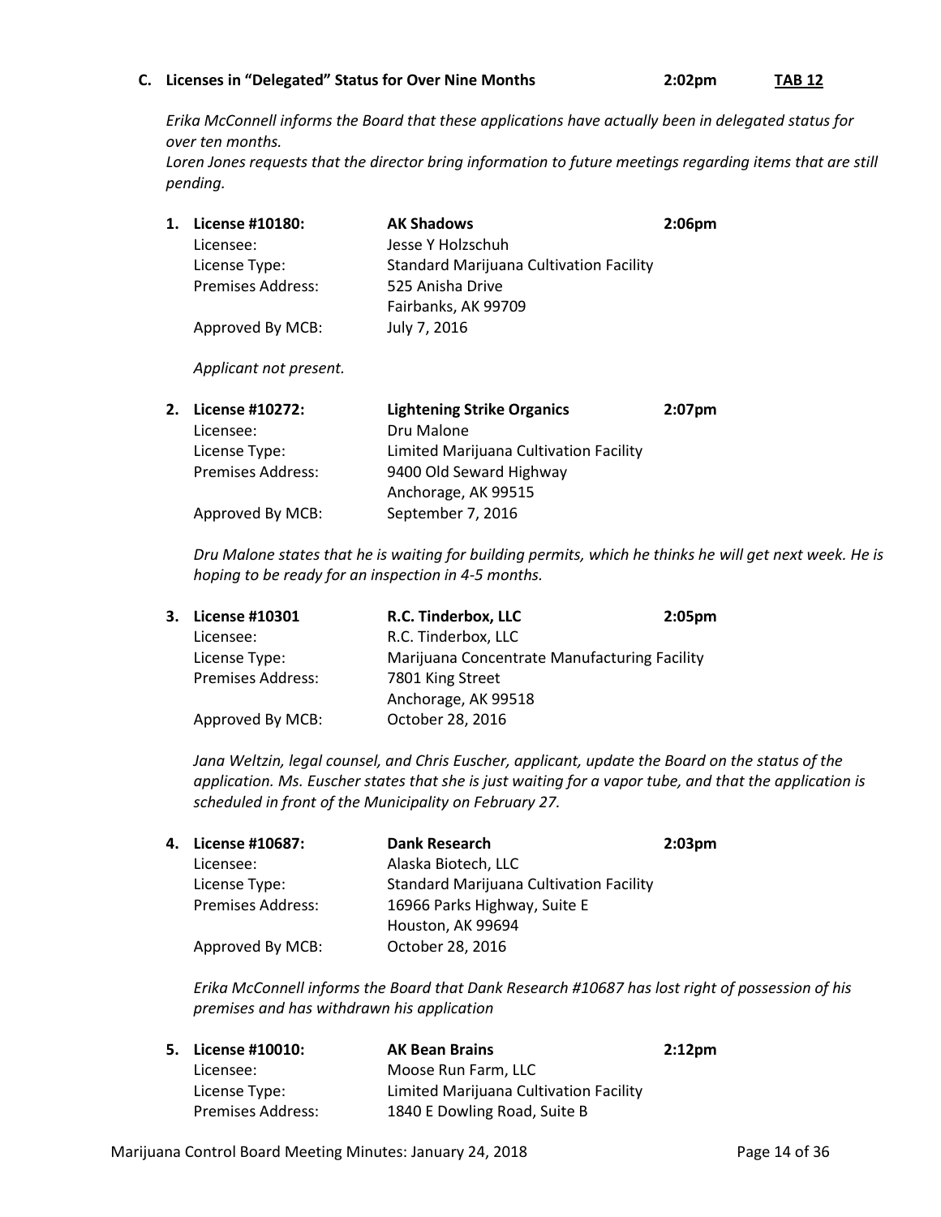**C. Licenses in "Delegated" Status for Over Nine Months** **2:02pm** **TAB 12**

*Erika McConnell informs the Board that these applications have actually been in delegated status for over ten months.*
*Loren Jones requests that the director bring information to future meetings regarding items that are still pending.*

**1. License #10180:** **AK Shadows** **2:06pm**

| | |
|---|---|
| Licensee: | Jesse Y Holzschuh |
| License Type: | Standard Marijuana Cultivation Facility |
| Premises Address: | 525 Anisha Drive<br>Fairbanks, AK 99709 |
| Approved By MCB: | July 7, 2016 |

*Applicant not present.*

**2. License #10272:** **Lightening Strike Organics** **2:07pm**

| | |
|---|---|
| Licensee: | Dru Malone |
| License Type: | Limited Marijuana Cultivation Facility |
| Premises Address: | 9400 Old Seward Highway<br>Anchorage, AK 99515 |
| Approved By MCB: | September 7, 2016 |

*Dru Malone states that he is waiting for building permits, which he thinks he will get next week. He is hoping to be ready for an inspection in 4-5 months.*

**3. License #10301** **R.C. Tinderbox, LLC** **2:05pm**

| | |
|---|---|
| Licensee: | R.C. Tinderbox, LLC |
| License Type: | Marijuana Concentrate Manufacturing Facility |
| Premises Address: | 7801 King Street<br>Anchorage, AK 99518 |
| Approved By MCB: | October 28, 2016 |

*Jana Weltzin, legal counsel, and Chris Euscher, applicant, update the Board on the status of the application. Ms. Euscher states that she is just waiting for a vapor tube, and that the application is scheduled in front of the Municipality on February 27.*

**4. License #10687:** **Dank Research** **2:03pm**

| | |
|---|---|
| Licensee: | Alaska Biotech, LLC |
| License Type: | Standard Marijuana Cultivation Facility |
| Premises Address: | 16966 Parks Highway, Suite E<br>Houston, AK 99694 |
| Approved By MCB: | October 28, 2016 |

*Erika McConnell informs the Board that Dank Research #10687 has lost right of possession of his premises and has withdrawn his application*

**5. License #10010:** **AK Bean Brains** **2:12pm**

| | |
|---|---|
| Licensee: | Moose Run Farm, LLC |
| License Type: | Limited Marijuana Cultivation Facility |
| Premises Address: | 1840 E Dowling Road, Suite B |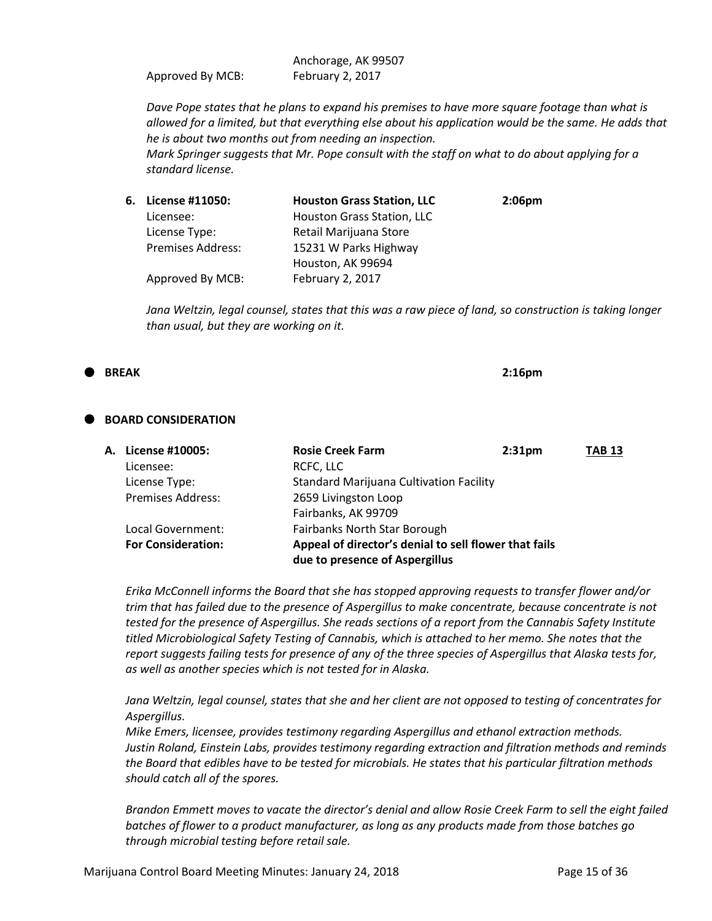| | |
|---|---|
| | Anchorage, AK 99507 |
| Approved By MCB: | February 2, 2017 |

*Dave Pope states that he plans to expand his premises to have more square footage than what is allowed for a limited, but that everything else about his application would be the same. He adds that he is about two months out from needing an inspection.*
*Mark Springer suggests that Mr. Pope consult with the staff on what to do about applying for a standard license.*

| | | |
|---|---|---|
| **6. License #11050:** | **Houston Grass Station, LLC** | **2:06pm** |
| Licensee: | Houston Grass Station, LLC | |
| License Type: | Retail Marijuana Store | |
| Premises Address: | 15231 W Parks Highway | |
| | Houston, AK 99694 | |
| Approved By MCB: | February 2, 2017 | |

*Jana Weltzin, legal counsel, states that this was a raw piece of land, so construction is taking longer than usual, but they are working on it.*

- **BREAK** **2:16pm**

- **BOARD CONSIDERATION**

| | | | |
|---|---|---|---|
| **A. License #10005:** | **Rosie Creek Farm** | **2:31pm** | **TAB 13** |
| Licensee: | RCFC, LLC | | |
| License Type: | Standard Marijuana Cultivation Facility | | |
| Premises Address: | 2659 Livingston Loop | | |
| | Fairbanks, AK 99709 | | |
| Local Government: | Fairbanks North Star Borough | | |
| **For Consideration:** | **Appeal of director's denial to sell flower that fails due to presence of Aspergillus** | | |

*Erika McConnell informs the Board that she has stopped approving requests to transfer flower and/or trim that has failed due to the presence of Aspergillus to make concentrate, because concentrate is not tested for the presence of Aspergillus. She reads sections of a report from the Cannabis Safety Institute titled Microbiological Safety Testing of Cannabis, which is attached to her memo. She notes that the report suggests failing tests for presence of any of the three species of Aspergillus that Alaska tests for, as well as another species which is not tested for in Alaska.*

*Jana Weltzin, legal counsel, states that she and her client are not opposed to testing of concentrates for Aspergillus.*
*Mike Emers, licensee, provides testimony regarding Aspergillus and ethanol extraction methods.*
*Justin Roland, Einstein Labs, provides testimony regarding extraction and filtration methods and reminds the Board that edibles have to be tested for microbials. He states that his particular filtration methods should catch all of the spores.*

*Brandon Emmett moves to vacate the director's denial and allow Rosie Creek Farm to sell the eight failed batches of flower to a product manufacturer, as long as any products made from those batches go through microbial testing before retail sale.*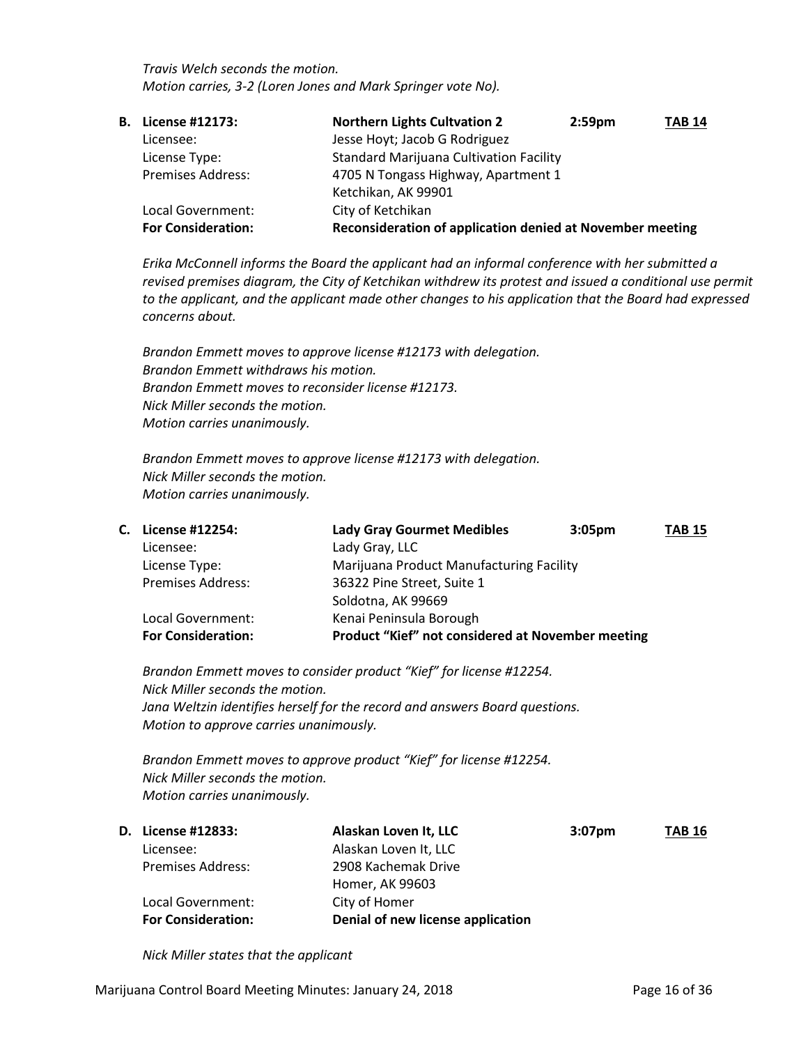*Travis Welch seconds the motion.*
*Motion carries, 3-2 (Loren Jones and Mark Springer vote No).*

**B. License #12173: Northern Lights Cultvation 2 2:59pm TAB 14**

| | |
|---|---|
| Licensee: | Jesse Hoyt; Jacob G Rodriguez |
| License Type: | Standard Marijuana Cultivation Facility |
| Premises Address: | 4705 N Tongass Highway, Apartment 1 Ketchikan, AK 99901 |
| Local Government: | City of Ketchikan |
| **For Consideration:** | **Reconsideration of application denied at November meeting** |

*Erika McConnell informs the Board the applicant had an informal conference with her submitted a revised premises diagram, the City of Ketchikan withdrew its protest and issued a conditional use permit to the applicant, and the applicant made other changes to his application that the Board had expressed concerns about.*

*Brandon Emmett moves to approve license #12173 with delegation.*
*Brandon Emmett withdraws his motion.*
*Brandon Emmett moves to reconsider license #12173.*
*Nick Miller seconds the motion.*
*Motion carries unanimously.*

*Brandon Emmett moves to approve license #12173 with delegation.*
*Nick Miller seconds the motion.*
*Motion carries unanimously.*

**C. License #12254: Lady Gray Gourmet Medibles 3:05pm TAB 15**

| | |
|---|---|
| Licensee: | Lady Gray, LLC |
| License Type: | Marijuana Product Manufacturing Facility |
| Premises Address: | 36322 Pine Street, Suite 1 Soldotna, AK 99669 |
| Local Government: | Kenai Peninsula Borough |
| **For Consideration:** | **Product "Kief" not considered at November meeting** |

*Brandon Emmett moves to consider product "Kief" for license #12254.*
*Nick Miller seconds the motion.*
*Jana Weltzin identifies herself for the record and answers Board questions.*
*Motion to approve carries unanimously.*

*Brandon Emmett moves to approve product "Kief" for license #12254.*
*Nick Miller seconds the motion.*
*Motion carries unanimously.*

**D. License #12833: Alaskan Loven It, LLC 3:07pm TAB 16**

| | |
|---|---|
| Licensee: | Alaskan Loven It, LLC |
| Premises Address: | 2908 Kachemak Drive Homer, AK 99603 |
| Local Government: | City of Homer |
| **For Consideration:** | **Denial of new license application** |

*Nick Miller states that the applicant*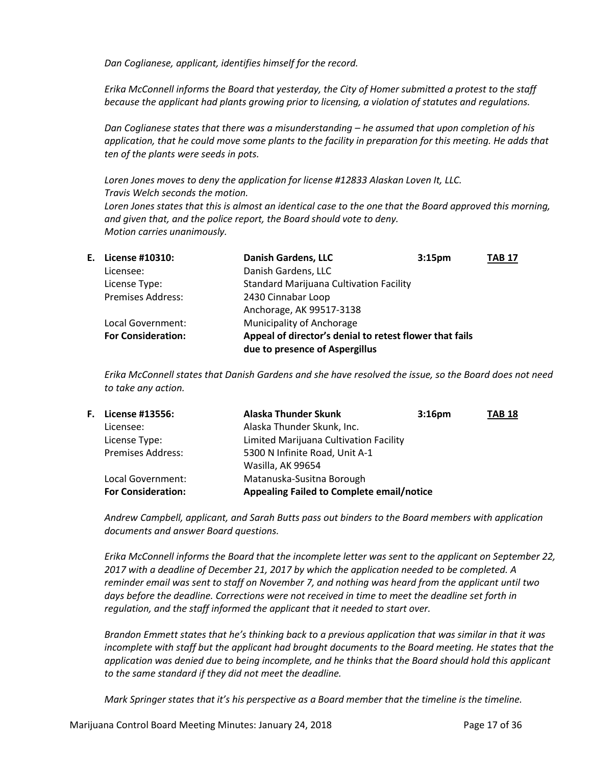*Dan Coglianese, applicant, identifies himself for the record.*

*Erika McConnell informs the Board that yesterday, the City of Homer submitted a protest to the staff because the applicant had plants growing prior to licensing, a violation of statutes and regulations.*

*Dan Coglianese states that there was a misunderstanding – he assumed that upon completion of his application, that he could move some plants to the facility in preparation for this meeting. He adds that ten of the plants were seeds in pots.*

*Loren Jones moves to deny the application for license #12833 Alaskan Loven It, LLC.*
*Travis Welch seconds the motion.*
*Loren Jones states that this is almost an identical case to the one that the Board approved this morning, and given that, and the police report, the Board should vote to deny.*
*Motion carries unanimously.*

| **E. License #10310:** | **Danish Gardens, LLC** | **3:15pm** | **TAB 17** |
|---|---|---|---|
| Licensee: | Danish Gardens, LLC | | |
| License Type: | Standard Marijuana Cultivation Facility | | |
| Premises Address: | 2430 Cinnabar Loop<br>Anchorage, AK 99517-3138 | | |
| Local Government: | Municipality of Anchorage | | |
| **For Consideration:** | **Appeal of director's denial to retest flower that fails due to presence of Aspergillus** | | |

*Erika McConnell states that Danish Gardens and she have resolved the issue, so the Board does not need to take any action.*

| **F. License #13556:** | **Alaska Thunder Skunk** | **3:16pm** | **TAB 18** |
|---|---|---|---|
| Licensee: | Alaska Thunder Skunk, Inc. | | |
| License Type: | Limited Marijuana Cultivation Facility | | |
| Premises Address: | 5300 N Infinite Road, Unit A-1<br>Wasilla, AK 99654 | | |
| Local Government: | Matanuska-Susitna Borough | | |
| **For Consideration:** | **Appealing Failed to Complete email/notice** | | |

*Andrew Campbell, applicant, and Sarah Butts pass out binders to the Board members with application documents and answer Board questions.*

*Erika McConnell informs the Board that the incomplete letter was sent to the applicant on September 22, 2017 with a deadline of December 21, 2017 by which the application needed to be completed. A reminder email was sent to staff on November 7, and nothing was heard from the applicant until two days before the deadline. Corrections were not received in time to meet the deadline set forth in regulation, and the staff informed the applicant that it needed to start over.*

*Brandon Emmett states that he's thinking back to a previous application that was similar in that it was incomplete with staff but the applicant had brought documents to the Board meeting. He states that the application was denied due to being incomplete, and he thinks that the Board should hold this applicant to the same standard if they did not meet the deadline.*

*Mark Springer states that it's his perspective as a Board member that the timeline is the timeline.*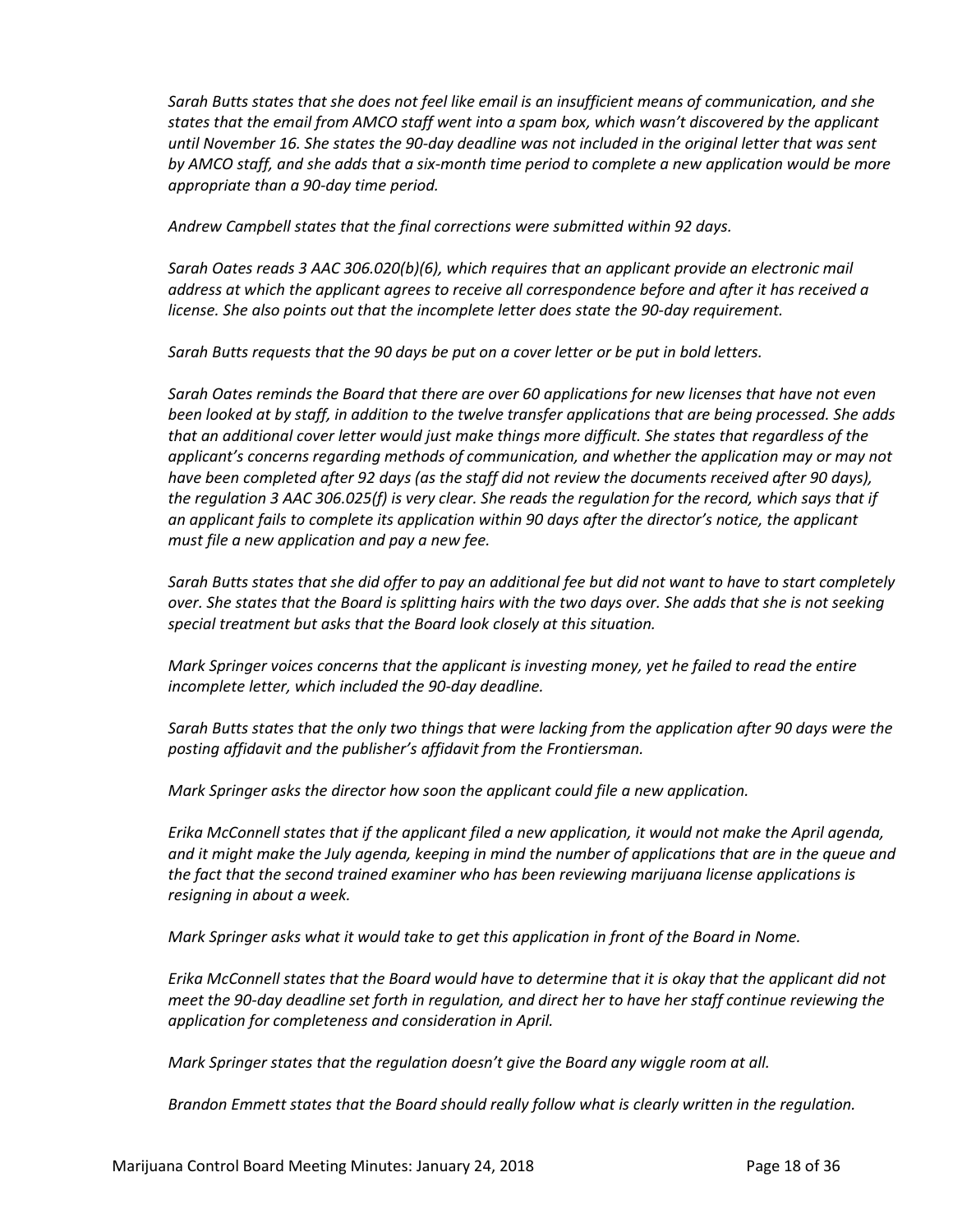*Sarah Butts states that she does not feel like email is an insufficient means of communication, and she states that the email from AMCO staff went into a spam box, which wasn't discovered by the applicant until November 16. She states the 90-day deadline was not included in the original letter that was sent by AMCO staff, and she adds that a six-month time period to complete a new application would be more appropriate than a 90-day time period.*

*Andrew Campbell states that the final corrections were submitted within 92 days.*

*Sarah Oates reads 3 AAC 306.020(b)(6), which requires that an applicant provide an electronic mail address at which the applicant agrees to receive all correspondence before and after it has received a license. She also points out that the incomplete letter does state the 90-day requirement.*

*Sarah Butts requests that the 90 days be put on a cover letter or be put in bold letters.*

*Sarah Oates reminds the Board that there are over 60 applications for new licenses that have not even been looked at by staff, in addition to the twelve transfer applications that are being processed. She adds that an additional cover letter would just make things more difficult. She states that regardless of the applicant's concerns regarding methods of communication, and whether the application may or may not have been completed after 92 days (as the staff did not review the documents received after 90 days), the regulation 3 AAC 306.025(f) is very clear. She reads the regulation for the record, which says that if an applicant fails to complete its application within 90 days after the director's notice, the applicant must file a new application and pay a new fee.*

*Sarah Butts states that she did offer to pay an additional fee but did not want to have to start completely over. She states that the Board is splitting hairs with the two days over. She adds that she is not seeking special treatment but asks that the Board look closely at this situation.*

*Mark Springer voices concerns that the applicant is investing money, yet he failed to read the entire incomplete letter, which included the 90-day deadline.*

*Sarah Butts states that the only two things that were lacking from the application after 90 days were the posting affidavit and the publisher's affidavit from the Frontiersman.*

*Mark Springer asks the director how soon the applicant could file a new application.*

*Erika McConnell states that if the applicant filed a new application, it would not make the April agenda, and it might make the July agenda, keeping in mind the number of applications that are in the queue and the fact that the second trained examiner who has been reviewing marijuana license applications is resigning in about a week.*

*Mark Springer asks what it would take to get this application in front of the Board in Nome.*

*Erika McConnell states that the Board would have to determine that it is okay that the applicant did not meet the 90-day deadline set forth in regulation, and direct her to have her staff continue reviewing the application for completeness and consideration in April.*

*Mark Springer states that the regulation doesn't give the Board any wiggle room at all.*

*Brandon Emmett states that the Board should really follow what is clearly written in the regulation.*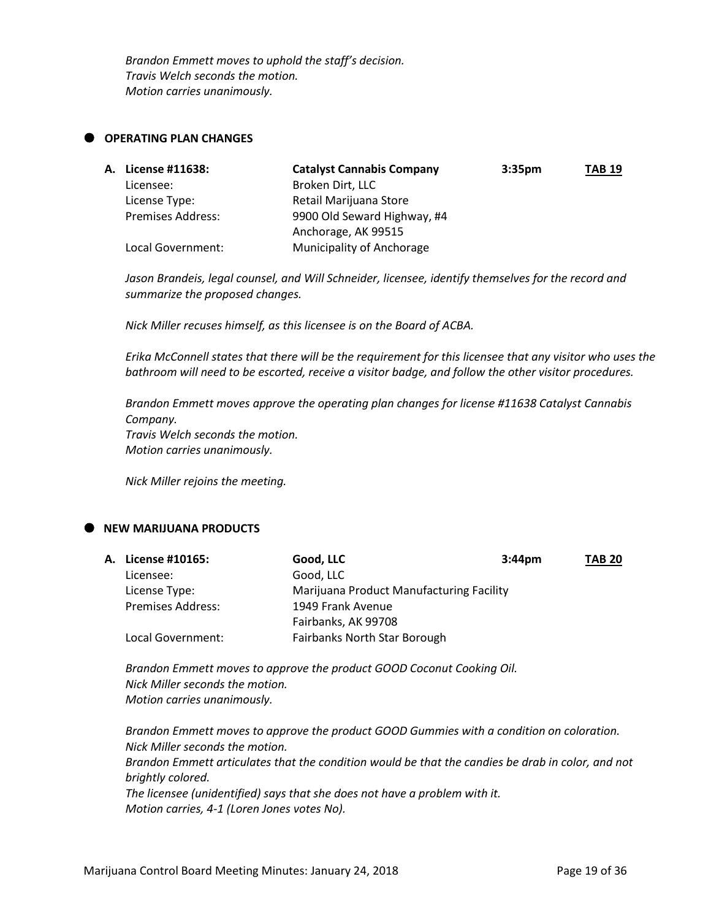*Brandon Emmett moves to uphold the staff's decision.*
*Travis Welch seconds the motion.*
*Motion carries unanimously.*

## OPERATING PLAN CHANGES

**A. License #11638:** **Catalyst Cannabis Company** **3:35pm** **TAB 19**

| | |
|---|---|
| Licensee: | Broken Dirt, LLC |
| License Type: | Retail Marijuana Store |
| Premises Address: | 9900 Old Seward Highway, #4<br>Anchorage, AK 99515 |
| Local Government: | Municipality of Anchorage |

*Jason Brandeis, legal counsel, and Will Schneider, licensee, identify themselves for the record and summarize the proposed changes.*

*Nick Miller recuses himself, as this licensee is on the Board of ACBA.*

*Erika McConnell states that there will be the requirement for this licensee that any visitor who uses the bathroom will need to be escorted, receive a visitor badge, and follow the other visitor procedures.*

*Brandon Emmett moves approve the operating plan changes for license #11638 Catalyst Cannabis Company.*
*Travis Welch seconds the motion.*
*Motion carries unanimously.*

*Nick Miller rejoins the meeting.*

## NEW MARIJUANA PRODUCTS

**A. License #10165:** **Good, LLC** **3:44pm** **TAB 20**

| | |
|---|---|
| Licensee: | Good, LLC |
| License Type: | Marijuana Product Manufacturing Facility |
| Premises Address: | 1949 Frank Avenue<br>Fairbanks, AK 99708 |
| Local Government: | Fairbanks North Star Borough |

*Brandon Emmett moves to approve the product GOOD Coconut Cooking Oil.*
*Nick Miller seconds the motion.*
*Motion carries unanimously.*

*Brandon Emmett moves to approve the product GOOD Gummies with a condition on coloration.*
*Nick Miller seconds the motion.*
*Brandon Emmett articulates that the condition would be that the candies be drab in color, and not brightly colored.*
*The licensee (unidentified) says that she does not have a problem with it.*
*Motion carries, 4-1 (Loren Jones votes No).*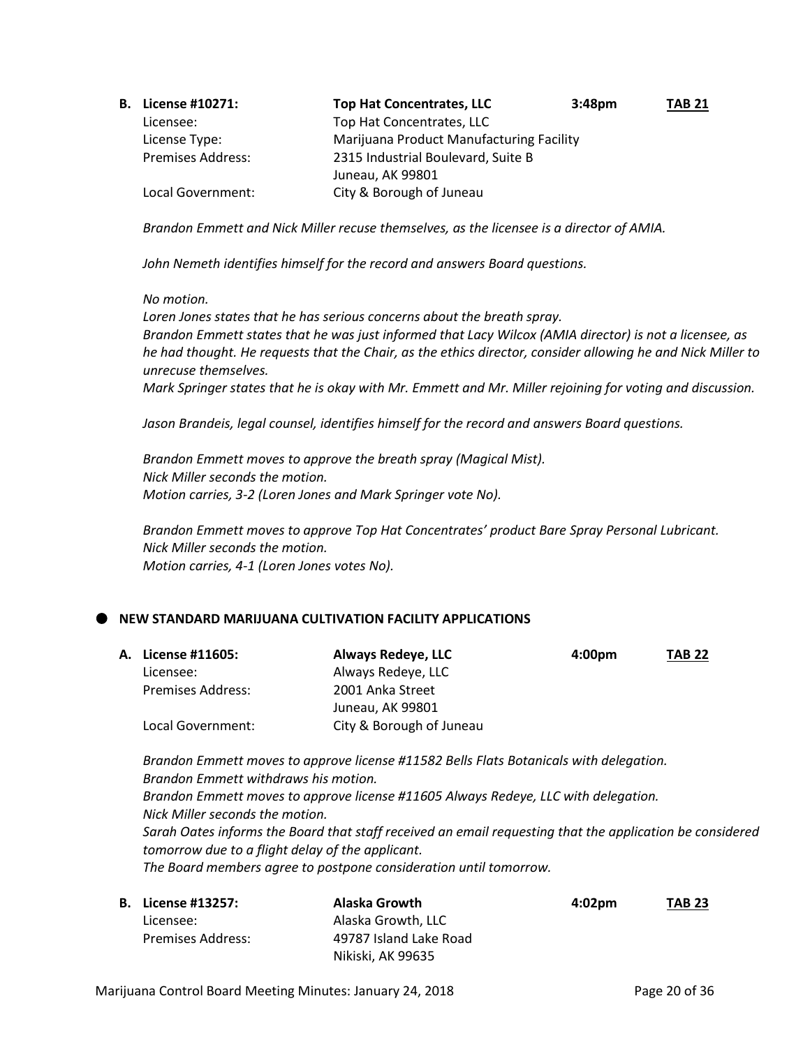**B. License #10271:** **Top Hat Concentrates, LLC** **3:48pm** **TAB 21**

Licensee: Top Hat Concentrates, LLC
License Type: Marijuana Product Manufacturing Facility
Premises Address: 2315 Industrial Boulevard, Suite B
Juneau, AK 99801
Local Government: City & Borough of Juneau

*Brandon Emmett and Nick Miller recuse themselves, as the licensee is a director of AMIA.*

*John Nemeth identifies himself for the record and answers Board questions.*

*No motion.*
*Loren Jones states that he has serious concerns about the breath spray.*
*Brandon Emmett states that he was just informed that Lacy Wilcox (AMIA director) is not a licensee, as he had thought. He requests that the Chair, as the ethics director, consider allowing he and Nick Miller to unrecuse themselves.*
*Mark Springer states that he is okay with Mr. Emmett and Mr. Miller rejoining for voting and discussion.*

*Jason Brandeis, legal counsel, identifies himself for the record and answers Board questions.*

*Brandon Emmett moves to approve the breath spray (Magical Mist).*
*Nick Miller seconds the motion.*
*Motion carries, 3-2 (Loren Jones and Mark Springer vote No).*

*Brandon Emmett moves to approve Top Hat Concentrates' product Bare Spray Personal Lubricant.*
*Nick Miller seconds the motion.*
*Motion carries, 4-1 (Loren Jones votes No).*

- **NEW STANDARD MARIJUANA CULTIVATION FACILITY APPLICATIONS**

**A. License #11605:** **Always Redeye, LLC** **4:00pm** **TAB 22**

Licensee: Always Redeye, LLC
Premises Address: 2001 Anka Street
Juneau, AK 99801
Local Government: City & Borough of Juneau

*Brandon Emmett moves to approve license #11582 Bells Flats Botanicals with delegation.*
*Brandon Emmett withdraws his motion.*
*Brandon Emmett moves to approve license #11605 Always Redeye, LLC with delegation.*
*Nick Miller seconds the motion.*
*Sarah Oates informs the Board that staff received an email requesting that the application be considered tomorrow due to a flight delay of the applicant.*
*The Board members agree to postpone consideration until tomorrow.*

**B. License #13257:** **Alaska Growth** **4:02pm** **TAB 23**

Licensee: Alaska Growth, LLC
Premises Address: 49787 Island Lake Road
Nikiski, AK 99635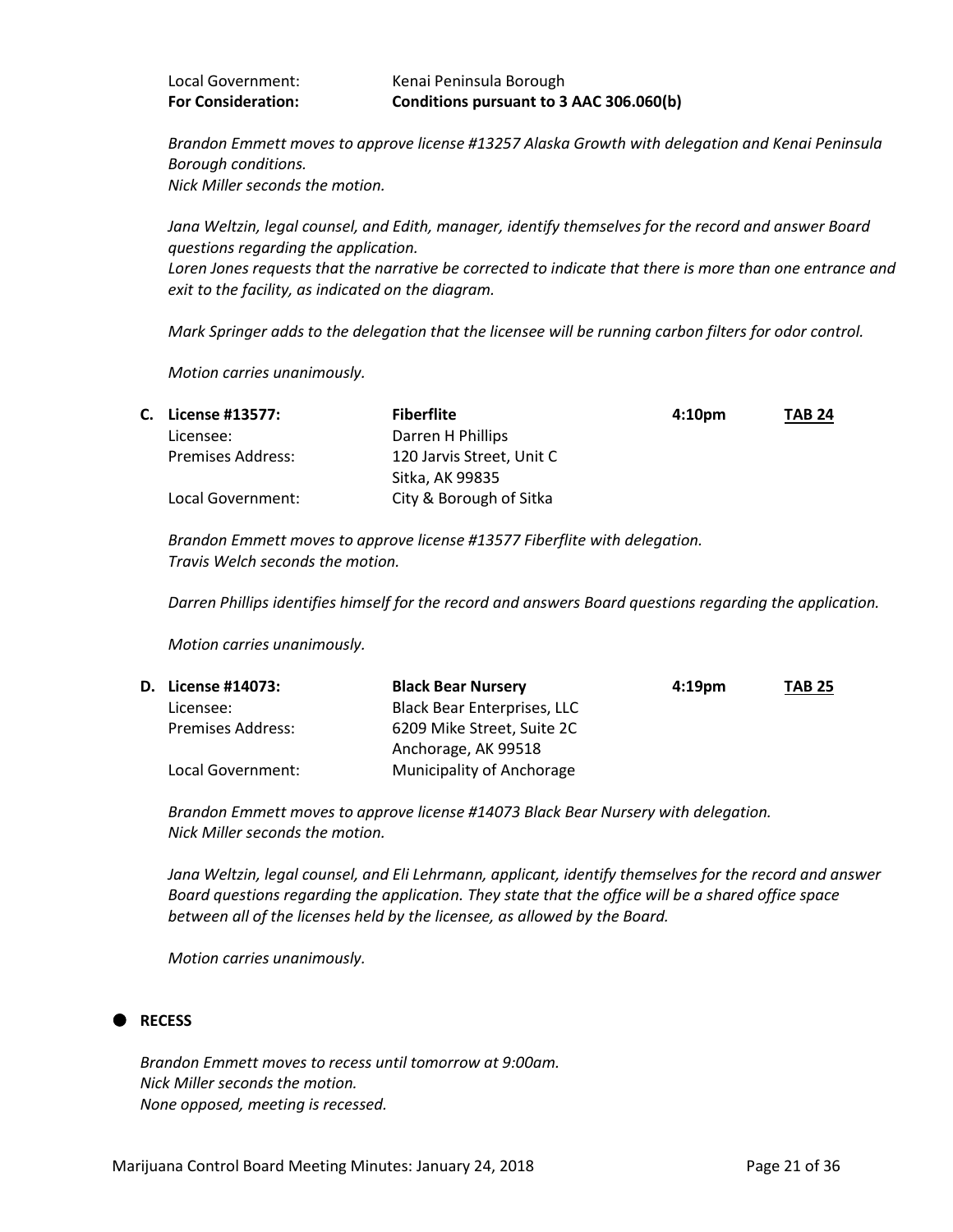| | |
|---|---|
| Local Government: | Kenai Peninsula Borough |
| **For Consideration:** | **Conditions pursuant to 3 AAC 306.060(b)** |

*Brandon Emmett moves to approve license #13257 Alaska Growth with delegation and Kenai Peninsula Borough conditions.*
*Nick Miller seconds the motion.*

*Jana Weltzin, legal counsel, and Edith, manager, identify themselves for the record and answer Board questions regarding the application.*
*Loren Jones requests that the narrative be corrected to indicate that there is more than one entrance and exit to the facility, as indicated on the diagram.*

*Mark Springer adds to the delegation that the licensee will be running carbon filters for odor control.*

*Motion carries unanimously.*

| | | | |
|---|---|---|---|
| **C. License #13577:** | **Fiberflite** | **4:10pm** | **TAB 24** |
| Licensee: | Darren H Phillips | | |
| Premises Address: | 120 Jarvis Street, Unit C<br>Sitka, AK 99835 | | |
| Local Government: | City & Borough of Sitka | | |

*Brandon Emmett moves to approve license #13577 Fiberflite with delegation.*
*Travis Welch seconds the motion.*

*Darren Phillips identifies himself for the record and answers Board questions regarding the application.*

*Motion carries unanimously.*

| | | | |
|---|---|---|---|
| **D. License #14073:** | **Black Bear Nursery** | **4:19pm** | **TAB 25** |
| Licensee: | Black Bear Enterprises, LLC | | |
| Premises Address: | 6209 Mike Street, Suite 2C<br>Anchorage, AK 99518 | | |
| Local Government: | Municipality of Anchorage | | |

*Brandon Emmett moves to approve license #14073 Black Bear Nursery with delegation.*
*Nick Miller seconds the motion.*

*Jana Weltzin, legal counsel, and Eli Lehrmann, applicant, identify themselves for the record and answer Board questions regarding the application. They state that the office will be a shared office space between all of the licenses held by the licensee, as allowed by the Board.*

*Motion carries unanimously.*

- **RECESS**

*Brandon Emmett moves to recess until tomorrow at 9:00am.*
*Nick Miller seconds the motion.*
*None opposed, meeting is recessed.*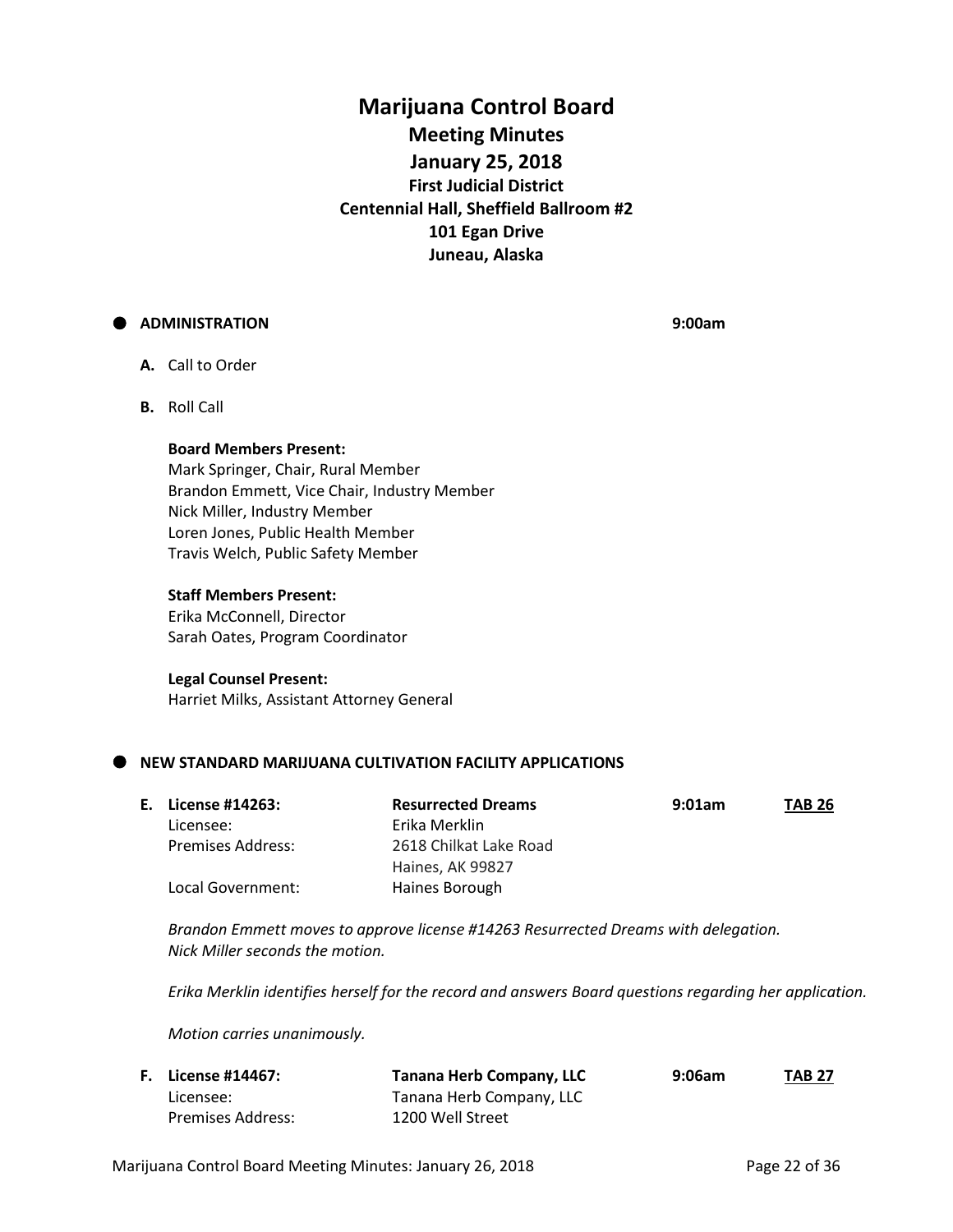# Marijuana Control Board

## Meeting Minutes

## January 25, 2018

### First Judicial District

### Centennial Hall, Sheffield Ballroom #2

### 101 Egan Drive

### Juneau, Alaska

- **ADMINISTRATION** **9:00am**

**A.** Call to Order

**B.** Roll Call

**Board Members Present:**
Mark Springer, Chair, Rural Member
Brandon Emmett, Vice Chair, Industry Member
Nick Miller, Industry Member
Loren Jones, Public Health Member
Travis Welch, Public Safety Member

**Staff Members Present:**
Erika McConnell, Director
Sarah Oates, Program Coordinator

**Legal Counsel Present:**
Harriet Milks, Assistant Attorney General

- **NEW STANDARD MARIJUANA CULTIVATION FACILITY APPLICATIONS**

**E. License #14263:** **Resurrected Dreams** **9:01am** **TAB 26**
Licensee: Erika Merklin
Premises Address: 2618 Chilkat Lake Road
Haines, AK 99827
Local Government: Haines Borough

*Brandon Emmett moves to approve license #14263 Resurrected Dreams with delegation.*
*Nick Miller seconds the motion.*

*Erika Merklin identifies herself for the record and answers Board questions regarding her application.*

*Motion carries unanimously.*

**F. License #14467:** **Tanana Herb Company, LLC** **9:06am** **TAB 27**
Licensee: Tanana Herb Company, LLC
Premises Address: 1200 Well Street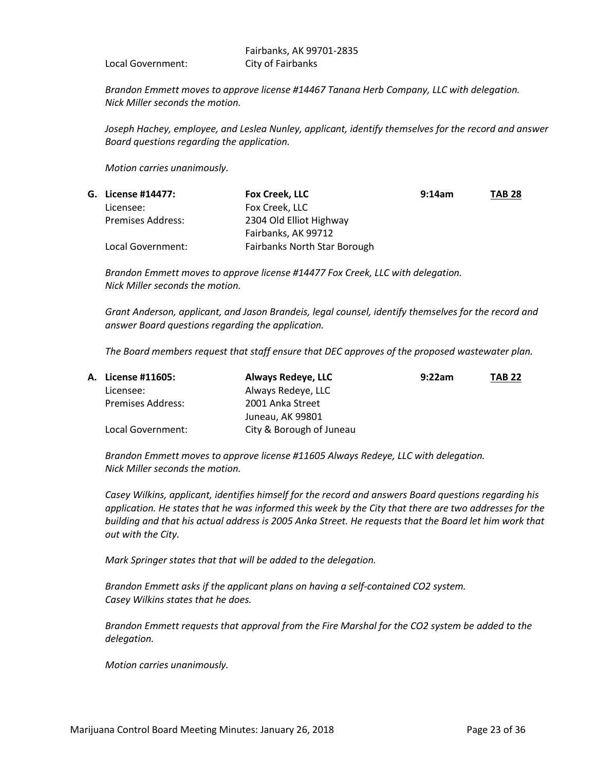Fairbanks, AK 99701-2835

Local Government: City of Fairbanks

*Brandon Emmett moves to approve license #14467 Tanana Herb Company, LLC with delegation. Nick Miller seconds the motion.*

*Joseph Hachey, employee, and Leslea Nunley, applicant, identify themselves for the record and answer Board questions regarding the application.*

*Motion carries unanimously.*

| **G. License #14477:** | **Fox Creek, LLC** | **9:14am** | **TAB 28** |
|---|---|---|---|
| Licensee: | Fox Creek, LLC | | |
| Premises Address: | 2304 Old Elliot Highway<br>Fairbanks, AK 99712 | | |
| Local Government: | Fairbanks North Star Borough | | |

*Brandon Emmett moves to approve license #14477 Fox Creek, LLC with delegation. Nick Miller seconds the motion.*

*Grant Anderson, applicant, and Jason Brandeis, legal counsel, identify themselves for the record and answer Board questions regarding the application.*

*The Board members request that staff ensure that DEC approves of the proposed wastewater plan.*

| **A. License #11605:** | **Always Redeye, LLC** | **9:22am** | **TAB 22** |
|---|---|---|---|
| Licensee: | Always Redeye, LLC | | |
| Premises Address: | 2001 Anka Street<br>Juneau, AK 99801 | | |
| Local Government: | City & Borough of Juneau | | |

*Brandon Emmett moves to approve license #11605 Always Redeye, LLC with delegation. Nick Miller seconds the motion.*

*Casey Wilkins, applicant, identifies himself for the record and answers Board questions regarding his application. He states that he was informed this week by the City that there are two addresses for the building and that his actual address is 2005 Anka Street. He requests that the Board let him work that out with the City.*

*Mark Springer states that that will be added to the delegation.*

*Brandon Emmett asks if the applicant plans on having a self-contained $CO_2$ system. Casey Wilkins states that he does.*

*Brandon Emmett requests that approval from the Fire Marshal for the $CO_2$ system be added to the delegation.*

*Motion carries unanimously.*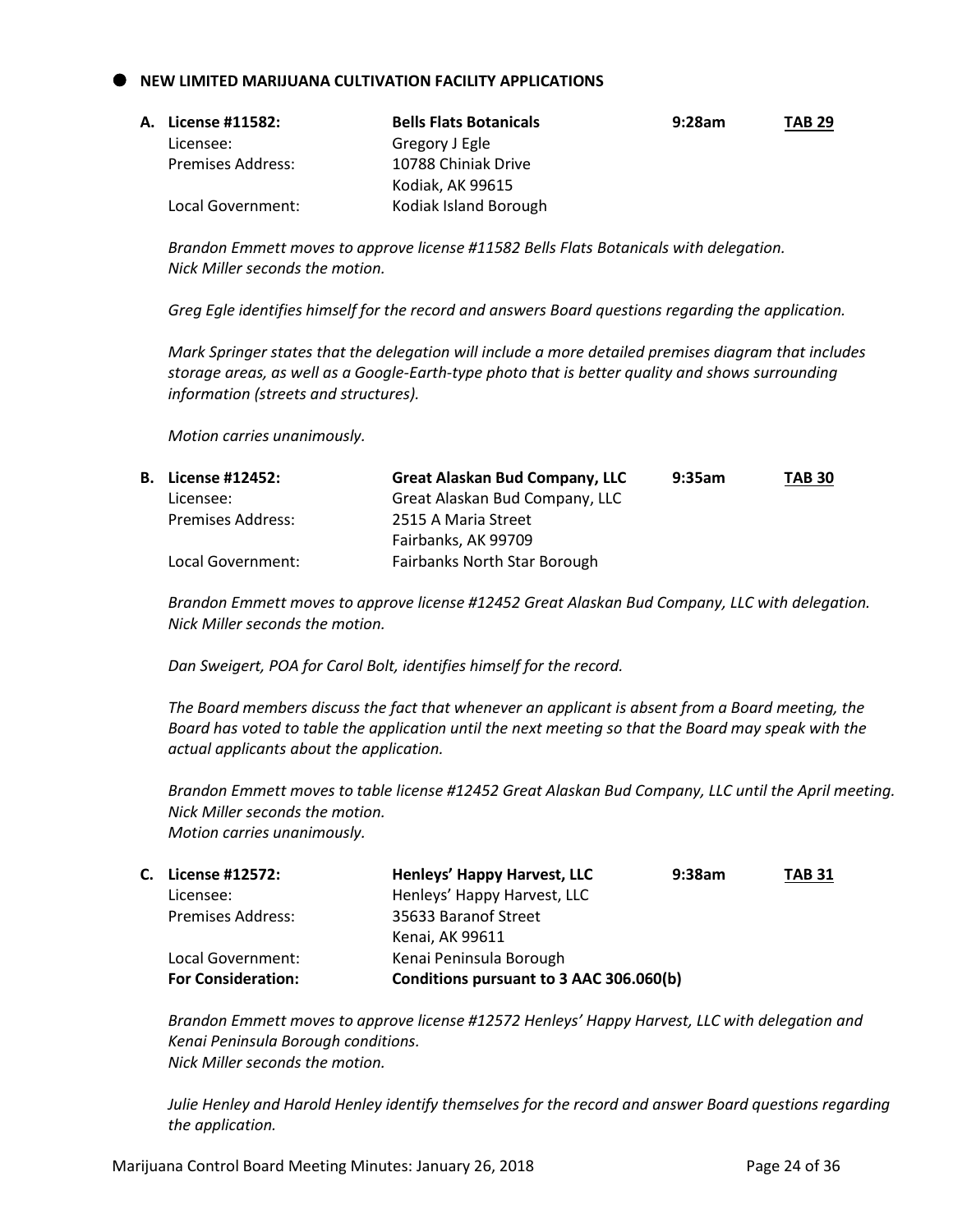## NEW LIMITED MARIJUANA CULTIVATION FACILITY APPLICATIONS

**A. License #11582:** **Bells Flats Botanicals** **9:28am** **TAB 29**

Licensee: Gregory J Egle
Premises Address: 10788 Chiniak Drive
Kodiak, AK 99615
Local Government: Kodiak Island Borough

*Brandon Emmett moves to approve license #11582 Bells Flats Botanicals with delegation.*
*Nick Miller seconds the motion.*

*Greg Egle identifies himself for the record and answers Board questions regarding the application.*

*Mark Springer states that the delegation will include a more detailed premises diagram that includes storage areas, as well as a Google-Earth-type photo that is better quality and shows surrounding information (streets and structures).*

*Motion carries unanimously.*

**B. License #12452:** **Great Alaskan Bud Company, LLC** **9:35am** **TAB 30**

Licensee: Great Alaskan Bud Company, LLC
Premises Address: 2515 A Maria Street
Fairbanks, AK 99709
Local Government: Fairbanks North Star Borough

*Brandon Emmett moves to approve license #12452 Great Alaskan Bud Company, LLC with delegation.*
*Nick Miller seconds the motion.*

*Dan Sweigert, POA for Carol Bolt, identifies himself for the record.*

*The Board members discuss the fact that whenever an applicant is absent from a Board meeting, the Board has voted to table the application until the next meeting so that the Board may speak with the actual applicants about the application.*

*Brandon Emmett moves to table license #12452 Great Alaskan Bud Company, LLC until the April meeting.*
*Nick Miller seconds the motion.*
*Motion carries unanimously.*

**C. License #12572:** **Henleys' Happy Harvest, LLC** **9:38am** **TAB 31**

Licensee: Henleys' Happy Harvest, LLC
Premises Address: 35633 Baranof Street
Kenai, AK 99611
Local Government: Kenai Peninsula Borough
**For Consideration:** **Conditions pursuant to 3 AAC 306.060(b)**

*Brandon Emmett moves to approve license #12572 Henleys' Happy Harvest, LLC with delegation and Kenai Peninsula Borough conditions.*
*Nick Miller seconds the motion.*

*Julie Henley and Harold Henley identify themselves for the record and answer Board questions regarding the application.*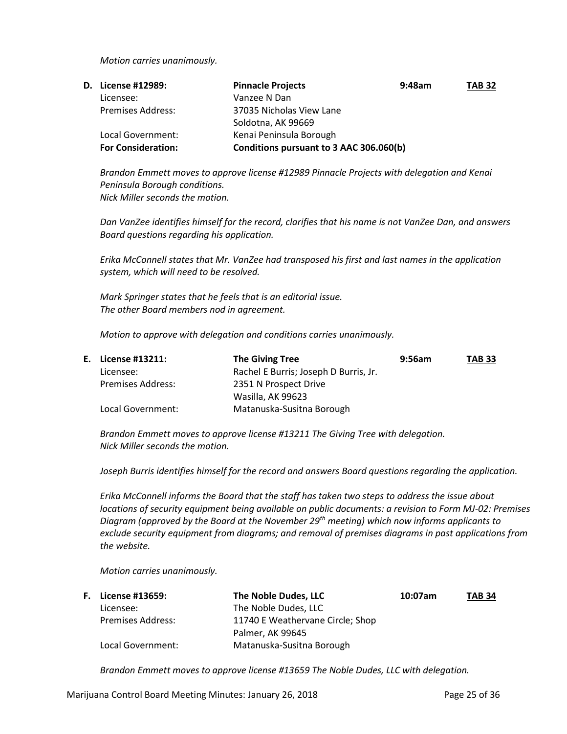*Motion carries unanimously.*

**D. License #12989: Pinnacle Projects 9:48am TAB 32**

| | |
|---|---|
| Licensee: | Vanzee N Dan |
| Premises Address: | 37035 Nicholas View Lane<br>Soldotna, AK 99669 |
| Local Government: | Kenai Peninsula Borough |
| **For Consideration:** | **Conditions pursuant to 3 AAC 306.060(b)** |

*Brandon Emmett moves to approve license #12989 Pinnacle Projects with delegation and Kenai Peninsula Borough conditions.*
*Nick Miller seconds the motion.*

*Dan VanZee identifies himself for the record, clarifies that his name is not VanZee Dan, and answers Board questions regarding his application.*

*Erika McConnell states that Mr. VanZee had transposed his first and last names in the application system, which will need to be resolved.*

*Mark Springer states that he feels that is an editorial issue.*
*The other Board members nod in agreement.*

*Motion to approve with delegation and conditions carries unanimously.*

**E. License #13211: The Giving Tree 9:56am TAB 33**

| | |
|---|---|
| Licensee: | Rachel E Burris; Joseph D Burris, Jr. |
| Premises Address: | 2351 N Prospect Drive<br>Wasilla, AK 99623 |
| Local Government: | Matanuska-Susitna Borough |

*Brandon Emmett moves to approve license #13211 The Giving Tree with delegation.*
*Nick Miller seconds the motion.*

*Joseph Burris identifies himself for the record and answers Board questions regarding the application.*

*Erika McConnell informs the Board that the staff has taken two steps to address the issue about locations of security equipment being available on public documents: a revision to Form MJ-02: Premises Diagram (approved by the Board at the November 29th meeting) which now informs applicants to exclude security equipment from diagrams; and removal of premises diagrams in past applications from the website.*

*Motion carries unanimously.*

**F. License #13659: The Noble Dudes, LLC 10:07am TAB 34**

| | |
|---|---|
| Licensee: | The Noble Dudes, LLC |
| Premises Address: | 11740 E Weathervane Circle; Shop<br>Palmer, AK 99645 |
| Local Government: | Matanuska-Susitna Borough |

*Brandon Emmett moves to approve license #13659 The Noble Dudes, LLC with delegation.*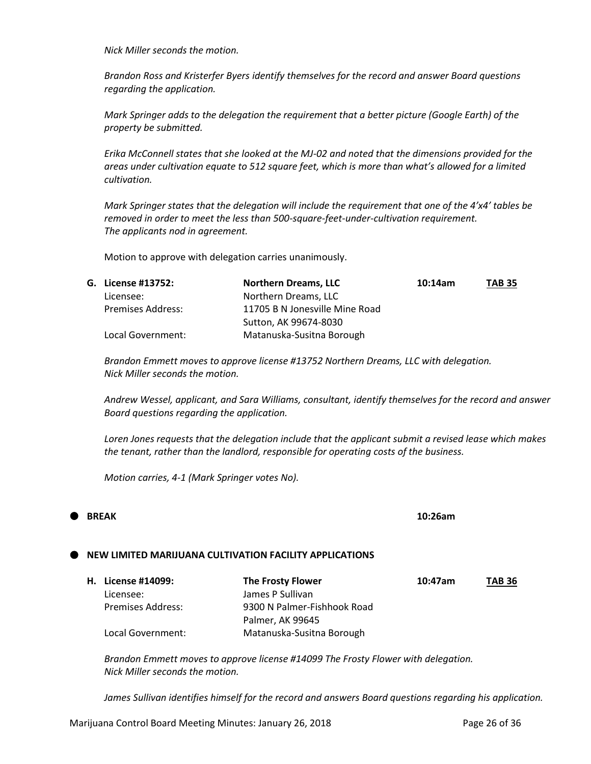*Nick Miller seconds the motion.*

*Brandon Ross and Kristerfer Byers identify themselves for the record and answer Board questions regarding the application.*

*Mark Springer adds to the delegation the requirement that a better picture (Google Earth) of the property be submitted.*

*Erika McConnell states that she looked at the MJ-02 and noted that the dimensions provided for the areas under cultivation equate to 512 square feet, which is more than what's allowed for a limited cultivation.*

*Mark Springer states that the delegation will include the requirement that one of the 4'x4' tables be removed in order to meet the less than 500-square-feet-under-cultivation requirement.*
*The applicants nod in agreement.*

Motion to approve with delegation carries unanimously.

| | | | |
|---|---|---|---|
| **G. License #13752:** | **Northern Dreams, LLC** | **10:14am** | **TAB 35** |
| Licensee: | Northern Dreams, LLC | | |
| Premises Address: | 11705 B N Jonesville Mine Road<br>Sutton, AK 99674-8030 | | |
| Local Government: | Matanuska-Susitna Borough | | |

*Brandon Emmett moves to approve license #13752 Northern Dreams, LLC with delegation.*
*Nick Miller seconds the motion.*

*Andrew Wessel, applicant, and Sara Williams, consultant, identify themselves for the record and answer Board questions regarding the application.*

*Loren Jones requests that the delegation include that the applicant submit a revised lease which makes the tenant, rather than the landlord, responsible for operating costs of the business.*

*Motion carries, 4-1 (Mark Springer votes No).*

- **BREAK** **10:26am**

- **NEW LIMITED MARIJUANA CULTIVATION FACILITY APPLICATIONS**

| | | | |
|---|---|---|---|
| **H. License #14099:** | **The Frosty Flower** | **10:47am** | **TAB 36** |
| Licensee: | James P Sullivan | | |
| Premises Address: | 9300 N Palmer-Fishhook Road<br>Palmer, AK 99645 | | |
| Local Government: | Matanuska-Susitna Borough | | |

*Brandon Emmett moves to approve license #14099 The Frosty Flower with delegation.*
*Nick Miller seconds the motion.*

*James Sullivan identifies himself for the record and answers Board questions regarding his application.*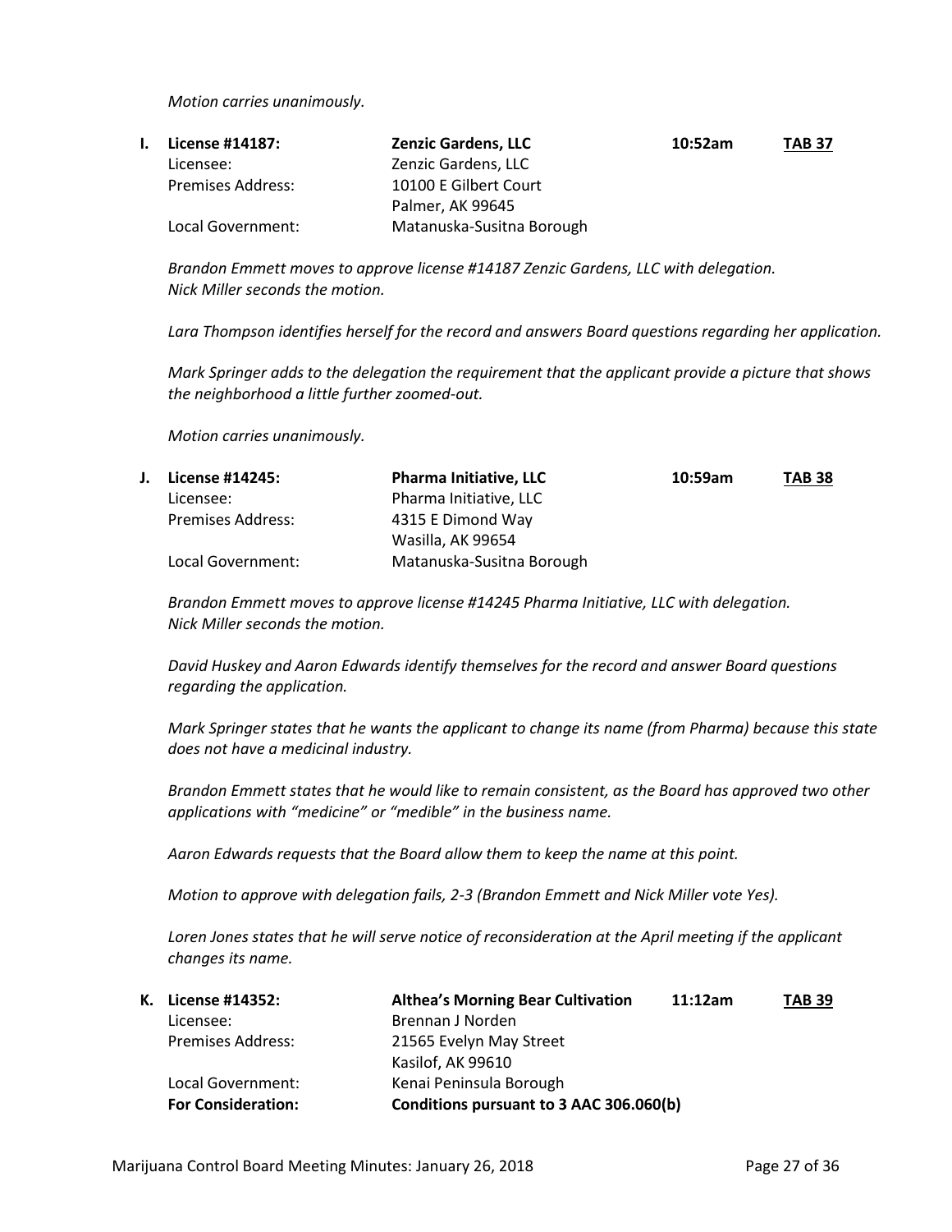*Motion carries unanimously.*

**I. License #14187:** **Zenzic Gardens, LLC** **10:52am** **TAB 37**

| | |
|---|---|
| Licensee: | Zenzic Gardens, LLC |
| Premises Address: | 10100 E Gilbert Court<br>Palmer, AK 99645 |
| Local Government: | Matanuska-Susitna Borough |

*Brandon Emmett moves to approve license #14187 Zenzic Gardens, LLC with delegation. Nick Miller seconds the motion.*

*Lara Thompson identifies herself for the record and answers Board questions regarding her application.*

*Mark Springer adds to the delegation the requirement that the applicant provide a picture that shows the neighborhood a little further zoomed-out.*

*Motion carries unanimously.*

**J. License #14245:** **Pharma Initiative, LLC** **10:59am** **TAB 38**

| | |
|---|---|
| Licensee: | Pharma Initiative, LLC |
| Premises Address: | 4315 E Dimond Way<br>Wasilla, AK 99654 |
| Local Government: | Matanuska-Susitna Borough |

*Brandon Emmett moves to approve license #14245 Pharma Initiative, LLC with delegation. Nick Miller seconds the motion.*

*David Huskey and Aaron Edwards identify themselves for the record and answer Board questions regarding the application.*

*Mark Springer states that he wants the applicant to change its name (from Pharma) because this state does not have a medicinal industry.*

*Brandon Emmett states that he would like to remain consistent, as the Board has approved two other applications with "medicine" or "medible" in the business name.*

*Aaron Edwards requests that the Board allow them to keep the name at this point.*

*Motion to approve with delegation fails, 2-3 (Brandon Emmett and Nick Miller vote Yes).*

*Loren Jones states that he will serve notice of reconsideration at the April meeting if the applicant changes its name.*

**K. License #14352:** **Althea's Morning Bear Cultivation** **11:12am** **TAB 39**

| | |
|---|---|
| Licensee: | Brennan J Norden |
| Premises Address: | 21565 Evelyn May Street<br>Kasilof, AK 99610 |
| Local Government: | Kenai Peninsula Borough |
| **For Consideration:** | **Conditions pursuant to 3 AAC 306.060(b)** |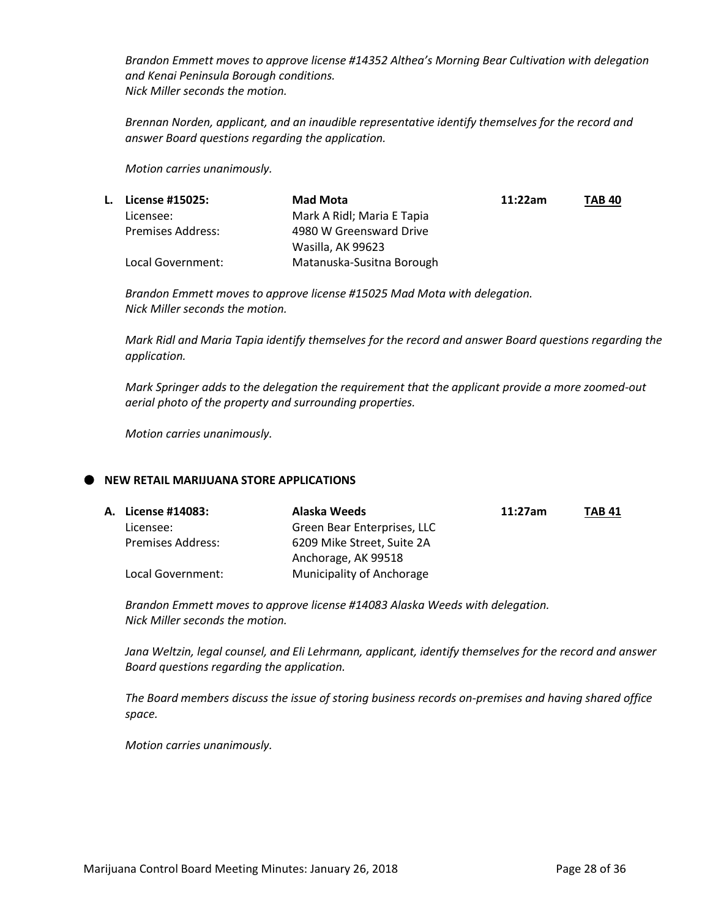*Brandon Emmett moves to approve license #14352 Althea's Morning Bear Cultivation with delegation and Kenai Peninsula Borough conditions.*
*Nick Miller seconds the motion.*

*Brennan Norden, applicant, and an inaudible representative identify themselves for the record and answer Board questions regarding the application.*

*Motion carries unanimously.*

**L. License #15025:** **Mad Mota** **11:22am** **TAB 40**

Licensee: Mark A Ridl; Maria E Tapia
Premises Address: 4980 W Greensward Drive
Wasilla, AK 99623
Local Government: Matanuska-Susitna Borough

*Brandon Emmett moves to approve license #15025 Mad Mota with delegation.*
*Nick Miller seconds the motion.*

*Mark Ridl and Maria Tapia identify themselves for the record and answer Board questions regarding the application.*

*Mark Springer adds to the delegation the requirement that the applicant provide a more zoomed-out aerial photo of the property and surrounding properties.*

*Motion carries unanimously.*

- **NEW RETAIL MARIJUANA STORE APPLICATIONS**

**A. License #14083:** **Alaska Weeds** **11:27am** **TAB 41**

Licensee: Green Bear Enterprises, LLC
Premises Address: 6209 Mike Street, Suite 2A
Anchorage, AK 99518
Local Government: Municipality of Anchorage

*Brandon Emmett moves to approve license #14083 Alaska Weeds with delegation.*
*Nick Miller seconds the motion.*

*Jana Weltzin, legal counsel, and Eli Lehrmann, applicant, identify themselves for the record and answer Board questions regarding the application.*

*The Board members discuss the issue of storing business records on-premises and having shared office space.*

*Motion carries unanimously.*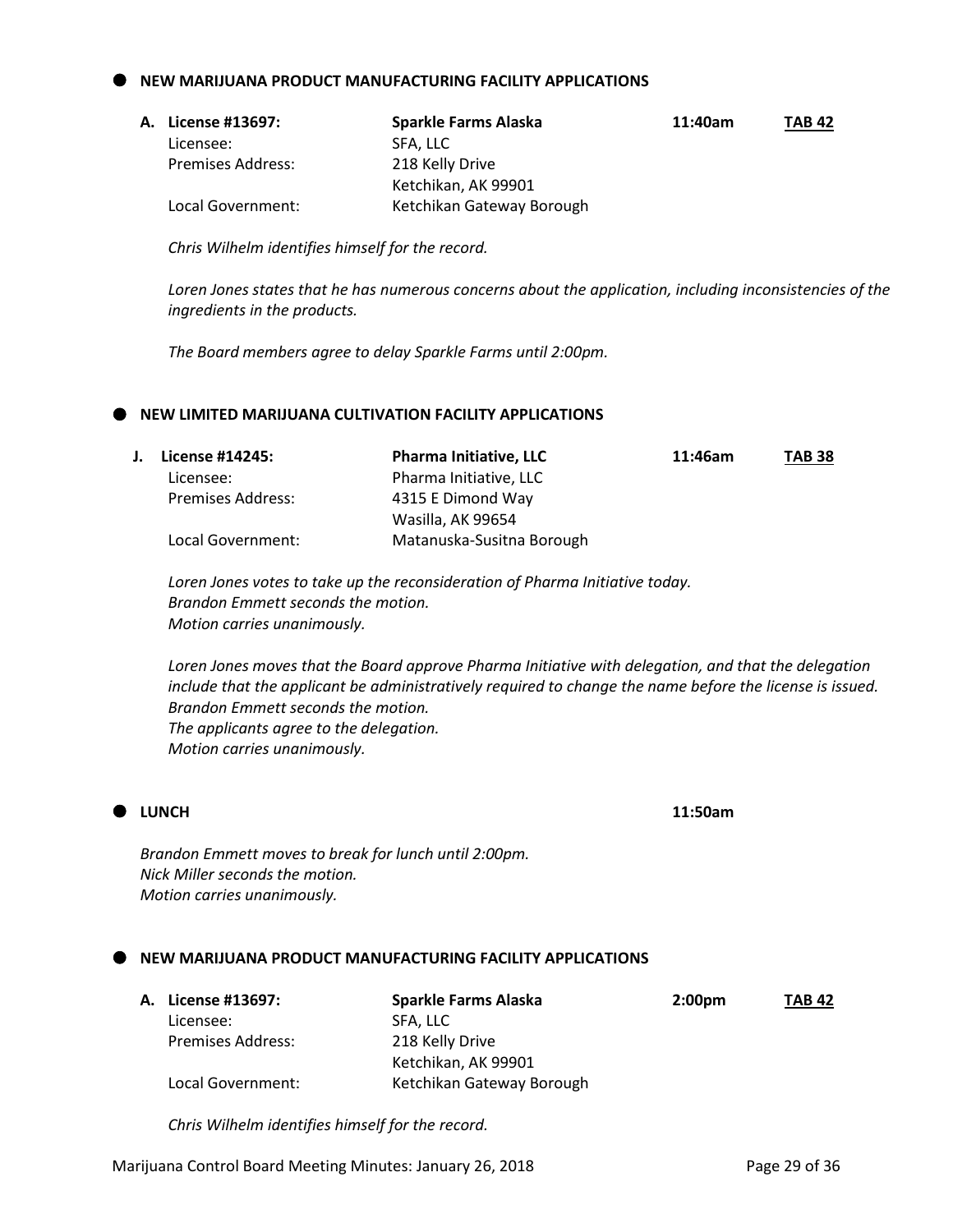- **NEW MARIJUANA PRODUCT MANUFACTURING FACILITY APPLICATIONS**

**A. License #13697:** **Sparkle Farms Alaska** **11:40am** **TAB 42**

Licensee: SFA, LLC
Premises Address: 218 Kelly Drive
Ketchikan, AK 99901
Local Government: Ketchikan Gateway Borough

*Chris Wilhelm identifies himself for the record.*

*Loren Jones states that he has numerous concerns about the application, including inconsistencies of the ingredients in the products.*

*The Board members agree to delay Sparkle Farms until 2:00pm.*

- **NEW LIMITED MARIJUANA CULTIVATION FACILITY APPLICATIONS**

**J. License #14245:** **Pharma Initiative, LLC** **11:46am** **TAB 38**

Licensee: Pharma Initiative, LLC
Premises Address: 4315 E Dimond Way
Wasilla, AK 99654
Local Government: Matanuska-Susitna Borough

*Loren Jones votes to take up the reconsideration of Pharma Initiative today.*
*Brandon Emmett seconds the motion.*
*Motion carries unanimously.*

*Loren Jones moves that the Board approve Pharma Initiative with delegation, and that the delegation include that the applicant be administratively required to change the name before the license is issued.*
*Brandon Emmett seconds the motion.*
*The applicants agree to the delegation.*
*Motion carries unanimously.*

- **LUNCH** **11:50am**

*Brandon Emmett moves to break for lunch until 2:00pm.*
*Nick Miller seconds the motion.*
*Motion carries unanimously.*

- **NEW MARIJUANA PRODUCT MANUFACTURING FACILITY APPLICATIONS**

**A. License #13697:** **Sparkle Farms Alaska** **2:00pm** **TAB 42**

Licensee: SFA, LLC
Premises Address: 218 Kelly Drive
Ketchikan, AK 99901
Local Government: Ketchikan Gateway Borough

*Chris Wilhelm identifies himself for the record.*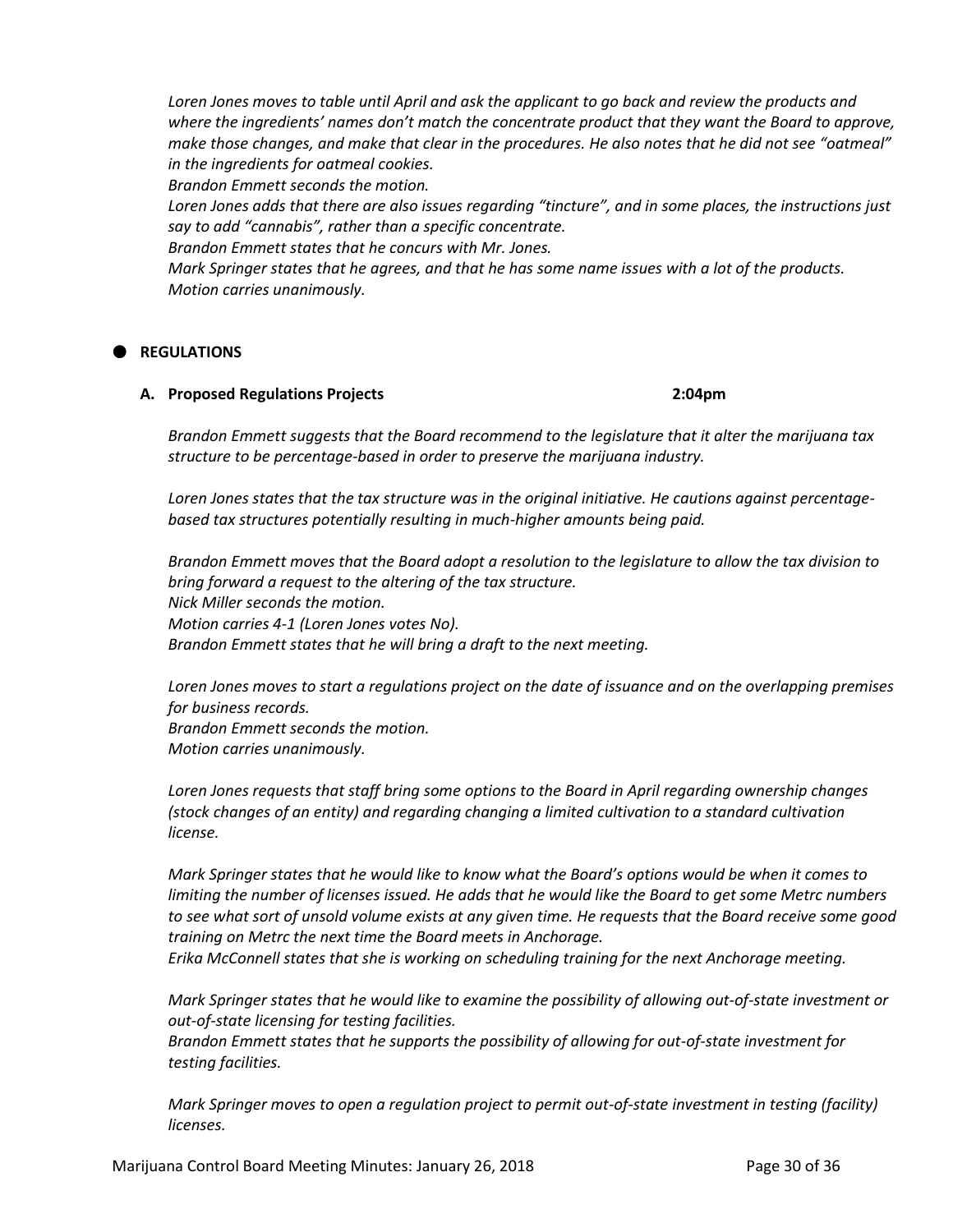*Loren Jones moves to table until April and ask the applicant to go back and review the products and where the ingredients' names don't match the concentrate product that they want the Board to approve, make those changes, and make that clear in the procedures. He also notes that he did not see "oatmeal" in the ingredients for oatmeal cookies.*
*Brandon Emmett seconds the motion.*
*Loren Jones adds that there are also issues regarding "tincture", and in some places, the instructions just say to add "cannabis", rather than a specific concentrate.*
*Brandon Emmett states that he concurs with Mr. Jones.*
*Mark Springer states that he agrees, and that he has some name issues with a lot of the products.*
*Motion carries unanimously.*

- **REGULATIONS**

**A. Proposed Regulations Projects** **2:04pm**

*Brandon Emmett suggests that the Board recommend to the legislature that it alter the marijuana tax structure to be percentage-based in order to preserve the marijuana industry.*

*Loren Jones states that the tax structure was in the original initiative. He cautions against percentage-based tax structures potentially resulting in much-higher amounts being paid.*

*Brandon Emmett moves that the Board adopt a resolution to the legislature to allow the tax division to bring forward a request to the altering of the tax structure.*
*Nick Miller seconds the motion.*
*Motion carries 4-1 (Loren Jones votes No).*
*Brandon Emmett states that he will bring a draft to the next meeting.*

*Loren Jones moves to start a regulations project on the date of issuance and on the overlapping premises for business records.*
*Brandon Emmett seconds the motion.*
*Motion carries unanimously.*

*Loren Jones requests that staff bring some options to the Board in April regarding ownership changes (stock changes of an entity) and regarding changing a limited cultivation to a standard cultivation license.*

*Mark Springer states that he would like to know what the Board's options would be when it comes to limiting the number of licenses issued. He adds that he would like the Board to get some Metrc numbers to see what sort of unsold volume exists at any given time. He requests that the Board receive some good training on Metrc the next time the Board meets in Anchorage.*
*Erika McConnell states that she is working on scheduling training for the next Anchorage meeting.*

*Mark Springer states that he would like to examine the possibility of allowing out-of-state investment or out-of-state licensing for testing facilities.*
*Brandon Emmett states that he supports the possibility of allowing for out-of-state investment for testing facilities.*

*Mark Springer moves to open a regulation project to permit out-of-state investment in testing (facility) licenses.*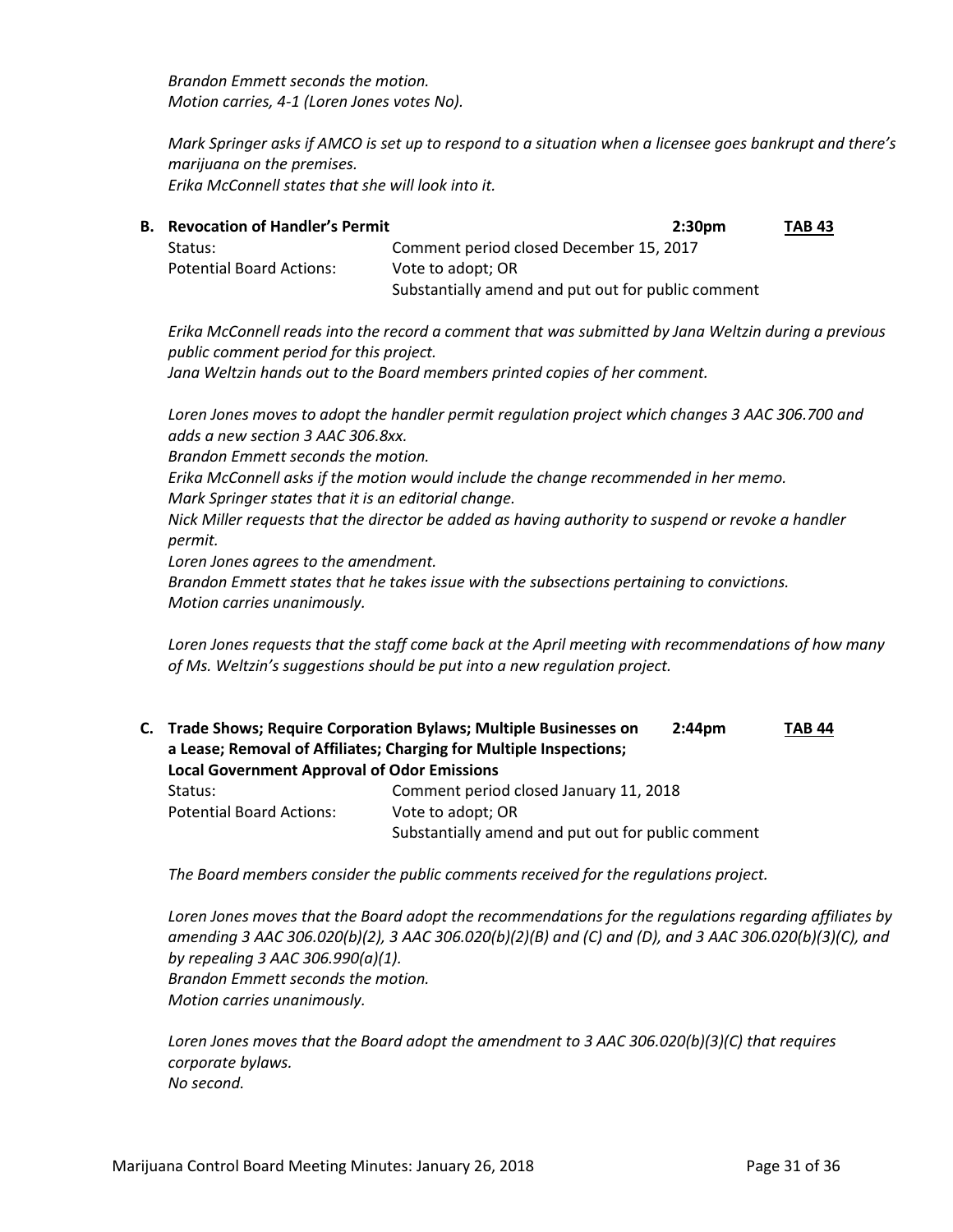*Brandon Emmett seconds the motion.*
*Motion carries, 4-1 (Loren Jones votes No).*

*Mark Springer asks if AMCO is set up to respond to a situation when a licensee goes bankrupt and there's marijuana on the premises.*
*Erika McConnell states that she will look into it.*

**B. Revocation of Handler's Permit** **2:30pm** **TAB 43**

| | |
|---|---|
| Status: | Comment period closed December 15, 2017 |
| Potential Board Actions: | Vote to adopt; OR |
| | Substantially amend and put out for public comment |

*Erika McConnell reads into the record a comment that was submitted by Jana Weltzin during a previous public comment period for this project.*
*Jana Weltzin hands out to the Board members printed copies of her comment.*

*Loren Jones moves to adopt the handler permit regulation project which changes 3 AAC 306.700 and adds a new section 3 AAC 306.8xx.*
*Brandon Emmett seconds the motion.*
*Erika McConnell asks if the motion would include the change recommended in her memo.*
*Mark Springer states that it is an editorial change.*
*Nick Miller requests that the director be added as having authority to suspend or revoke a handler permit.*
*Loren Jones agrees to the amendment.*
*Brandon Emmett states that he takes issue with the subsections pertaining to convictions.*
*Motion carries unanimously.*

*Loren Jones requests that the staff come back at the April meeting with recommendations of how many of Ms. Weltzin's suggestions should be put into a new regulation project.*

**C. Trade Shows; Require Corporation Bylaws; Multiple Businesses on a Lease; Removal of Affiliates; Charging for Multiple Inspections; Local Government Approval of Odor Emissions** **2:44pm** **TAB 44**

| | |
|---|---|
| Status: | Comment period closed January 11, 2018 |
| Potential Board Actions: | Vote to adopt; OR |
| | Substantially amend and put out for public comment |

*The Board members consider the public comments received for the regulations project.*

*Loren Jones moves that the Board adopt the recommendations for the regulations regarding affiliates by amending 3 AAC 306.020(b)(2), 3 AAC 306.020(b)(2)(B) and (C) and (D), and 3 AAC 306.020(b)(3)(C), and by repealing 3 AAC 306.990(a)(1).*
*Brandon Emmett seconds the motion.*
*Motion carries unanimously.*

*Loren Jones moves that the Board adopt the amendment to 3 AAC 306.020(b)(3)(C) that requires corporate bylaws.*
*No second.*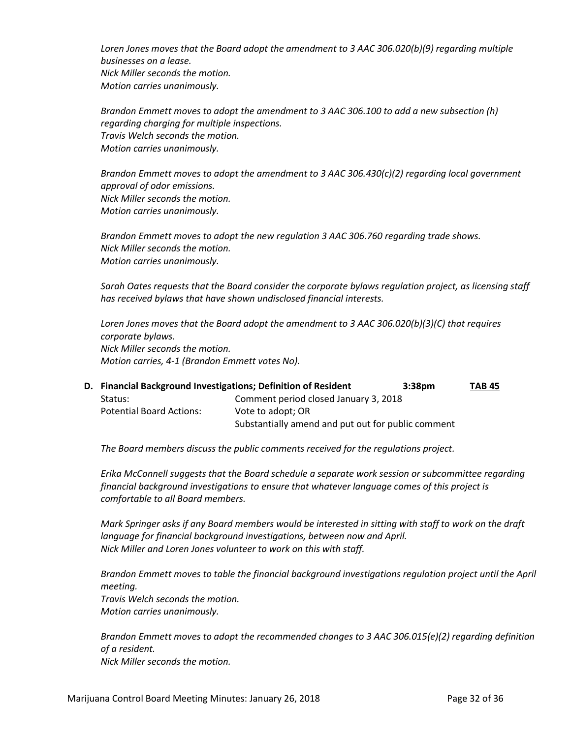*Loren Jones moves that the Board adopt the amendment to 3 AAC 306.020(b)(9) regarding multiple businesses on a lease.*
*Nick Miller seconds the motion.*
*Motion carries unanimously.*

*Brandon Emmett moves to adopt the amendment to 3 AAC 306.100 to add a new subsection (h) regarding charging for multiple inspections.*
*Travis Welch seconds the motion.*
*Motion carries unanimously.*

*Brandon Emmett moves to adopt the amendment to 3 AAC 306.430(c)(2) regarding local government approval of odor emissions.*
*Nick Miller seconds the motion.*
*Motion carries unanimously.*

*Brandon Emmett moves to adopt the new regulation 3 AAC 306.760 regarding trade shows.*
*Nick Miller seconds the motion.*
*Motion carries unanimously.*

*Sarah Oates requests that the Board consider the corporate bylaws regulation project, as licensing staff has received bylaws that have shown undisclosed financial interests.*

*Loren Jones moves that the Board adopt the amendment to 3 AAC 306.020(b)(3)(C) that requires corporate bylaws.*
*Nick Miller seconds the motion.*
*Motion carries, 4-1 (Brandon Emmett votes No).*

**D. Financial Background Investigations; Definition of Resident** **3:38pm** **<u>TAB 45</u>**

Status: Comment period closed January 3, 2018
Potential Board Actions: Vote to adopt; OR
Substantially amend and put out for public comment

*The Board members discuss the public comments received for the regulations project.*

*Erika McConnell suggests that the Board schedule a separate work session or subcommittee regarding financial background investigations to ensure that whatever language comes of this project is comfortable to all Board members.*

*Mark Springer asks if any Board members would be interested in sitting with staff to work on the draft language for financial background investigations, between now and April.*
*Nick Miller and Loren Jones volunteer to work on this with staff.*

*Brandon Emmett moves to table the financial background investigations regulation project until the April meeting.*
*Travis Welch seconds the motion.*
*Motion carries unanimously.*

*Brandon Emmett moves to adopt the recommended changes to 3 AAC 306.015(e)(2) regarding definition of a resident.*
*Nick Miller seconds the motion.*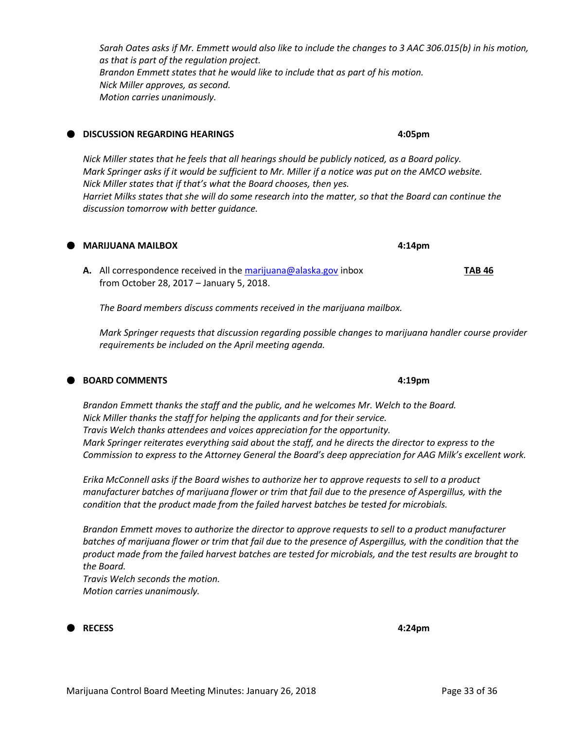*Sarah Oates asks if Mr. Emmett would also like to include the changes to 3 AAC 306.015(b) in his motion, as that is part of the regulation project.*
*Brandon Emmett states that he would like to include that as part of his motion.*
*Nick Miller approves, as second.*
*Motion carries unanimously.*

- **DISCUSSION REGARDING HEARINGS** **4:05pm**

*Nick Miller states that he feels that all hearings should be publicly noticed, as a Board policy.*
*Mark Springer asks if it would be sufficient to Mr. Miller if a notice was put on the AMCO website.*
*Nick Miller states that if that's what the Board chooses, then yes.*
*Harriet Milks states that she will do some research into the matter, so that the Board can continue the discussion tomorrow with better guidance.*

- **MARIJUANA MAILBOX** **4:14pm**

**A.** All correspondence received in the marijuana@alaska.gov inbox from October 28, 2017 – January 5, 2018. **TAB 46**

*The Board members discuss comments received in the marijuana mailbox.*

*Mark Springer requests that discussion regarding possible changes to marijuana handler course provider requirements be included on the April meeting agenda.*

- **BOARD COMMENTS** **4:19pm**

*Brandon Emmett thanks the staff and the public, and he welcomes Mr. Welch to the Board.*
*Nick Miller thanks the staff for helping the applicants and for their service.*
*Travis Welch thanks attendees and voices appreciation for the opportunity.*
*Mark Springer reiterates everything said about the staff, and he directs the director to express to the Commission to express to the Attorney General the Board's deep appreciation for AAG Milk's excellent work.*

*Erika McConnell asks if the Board wishes to authorize her to approve requests to sell to a product manufacturer batches of marijuana flower or trim that fail due to the presence of Aspergillus, with the condition that the product made from the failed harvest batches be tested for microbials.*

*Brandon Emmett moves to authorize the director to approve requests to sell to a product manufacturer batches of marijuana flower or trim that fail due to the presence of Aspergillus, with the condition that the product made from the failed harvest batches are tested for microbials, and the test results are brought to the Board.*
*Travis Welch seconds the motion.*
*Motion carries unanimously.*

- **RECESS** **4:24pm**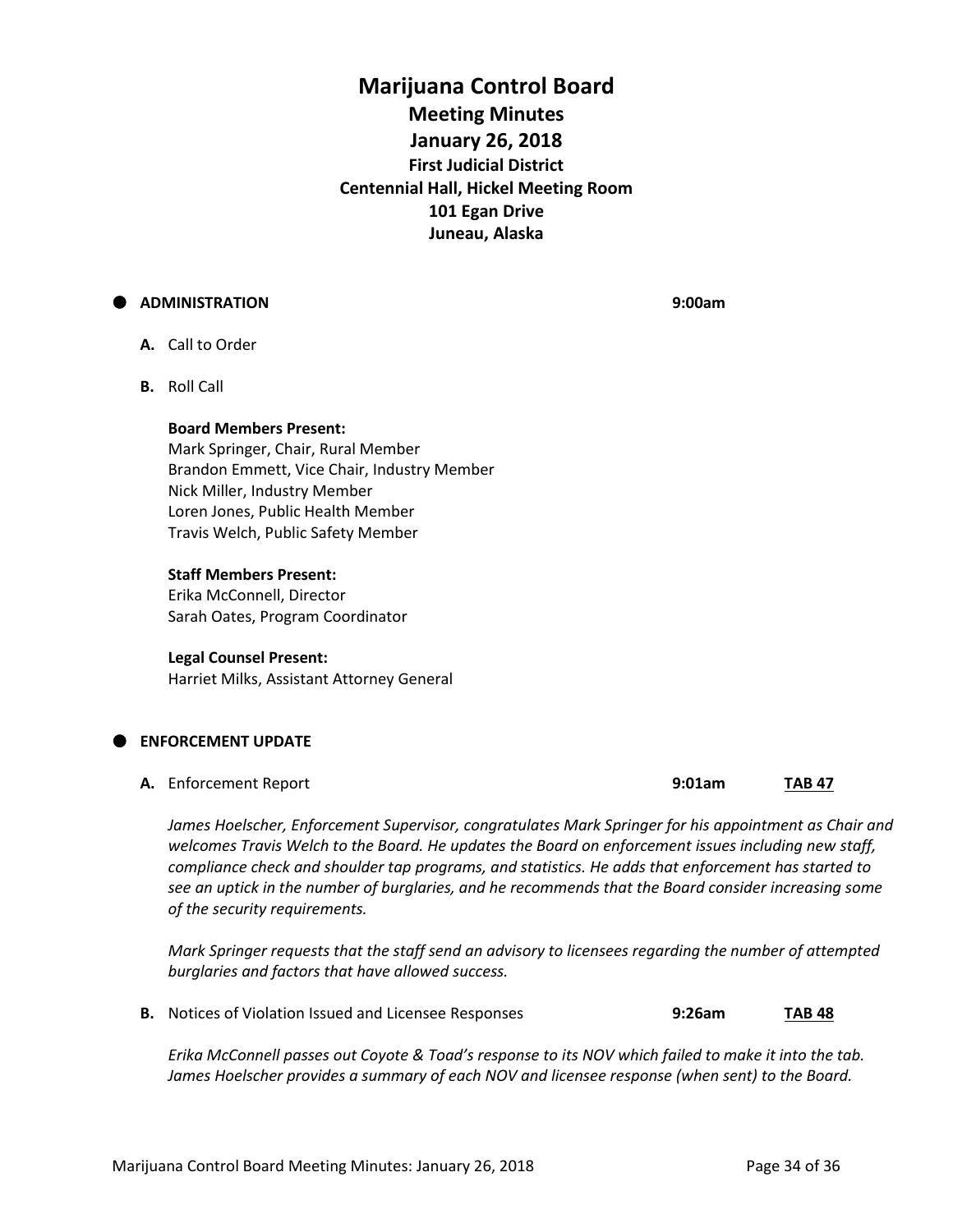# Marijuana Control Board

## Meeting Minutes

## January 26, 2018

### First Judicial District

### Centennial Hall, Hickel Meeting Room

### 101 Egan Drive

### Juneau, Alaska

- **ADMINISTRATION** **9:00am**

  **A.** Call to Order

  **B.** Roll Call

  **Board Members Present:**
  Mark Springer, Chair, Rural Member
  Brandon Emmett, Vice Chair, Industry Member
  Nick Miller, Industry Member
  Loren Jones, Public Health Member
  Travis Welch, Public Safety Member

  **Staff Members Present:**
  Erika McConnell, Director
  Sarah Oates, Program Coordinator

  **Legal Counsel Present:**
  Harriet Milks, Assistant Attorney General

- **ENFORCEMENT UPDATE**

  **A.** Enforcement Report **9:01am** **TAB 47**

  *James Hoelscher, Enforcement Supervisor, congratulates Mark Springer for his appointment as Chair and welcomes Travis Welch to the Board. He updates the Board on enforcement issues including new staff, compliance check and shoulder tap programs, and statistics. He adds that enforcement has started to see an uptick in the number of burglaries, and he recommends that the Board consider increasing some of the security requirements.*

  *Mark Springer requests that the staff send an advisory to licensees regarding the number of attempted burglaries and factors that have allowed success.*

  **B.** Notices of Violation Issued and Licensee Responses **9:26am** **TAB 48**

  *Erika McConnell passes out Coyote & Toad's response to its NOV which failed to make it into the tab. James Hoelscher provides a summary of each NOV and licensee response (when sent) to the Board.*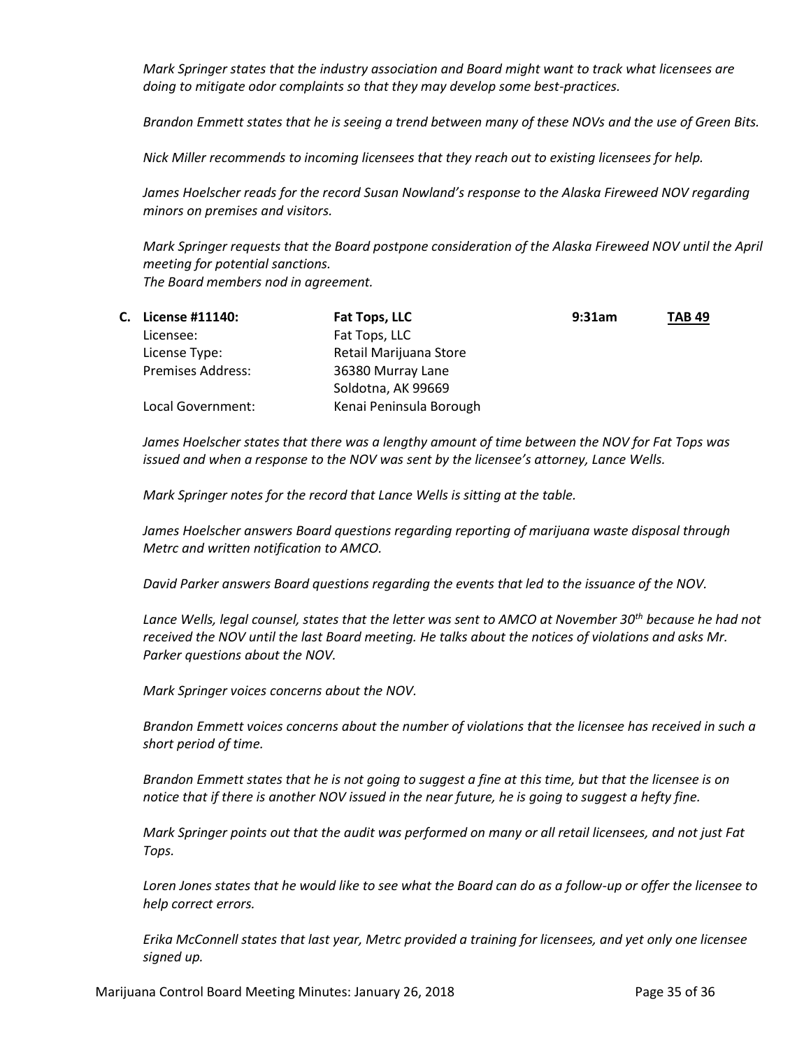*Mark Springer states that the industry association and Board might want to track what licensees are doing to mitigate odor complaints so that they may develop some best-practices.*

*Brandon Emmett states that he is seeing a trend between many of these NOVs and the use of Green Bits.*

*Nick Miller recommends to incoming licensees that they reach out to existing licensees for help.*

*James Hoelscher reads for the record Susan Nowland's response to the Alaska Fireweed NOV regarding minors on premises and visitors.*

*Mark Springer requests that the Board postpone consideration of the Alaska Fireweed NOV until the April meeting for potential sanctions.*
*The Board members nod in agreement.*

| **C. License #11140:** | **Fat Tops, LLC** | **9:31am** | **TAB 49** |
|---|---|---|---|
| Licensee: | Fat Tops, LLC | | |
| License Type: | Retail Marijuana Store | | |
| Premises Address: | 36380 Murray Lane<br>Soldotna, AK 99669 | | |
| Local Government: | Kenai Peninsula Borough | | |

*James Hoelscher states that there was a lengthy amount of time between the NOV for Fat Tops was issued and when a response to the NOV was sent by the licensee's attorney, Lance Wells.*

*Mark Springer notes for the record that Lance Wells is sitting at the table.*

*James Hoelscher answers Board questions regarding reporting of marijuana waste disposal through Metrc and written notification to AMCO.*

*David Parker answers Board questions regarding the events that led to the issuance of the NOV.*

*Lance Wells, legal counsel, states that the letter was sent to AMCO at November 30th because he had not received the NOV until the last Board meeting. He talks about the notices of violations and asks Mr. Parker questions about the NOV.*

*Mark Springer voices concerns about the NOV.*

*Brandon Emmett voices concerns about the number of violations that the licensee has received in such a short period of time.*

*Brandon Emmett states that he is not going to suggest a fine at this time, but that the licensee is on notice that if there is another NOV issued in the near future, he is going to suggest a hefty fine.*

*Mark Springer points out that the audit was performed on many or all retail licensees, and not just Fat Tops.*

*Loren Jones states that he would like to see what the Board can do as a follow-up or offer the licensee to help correct errors.*

*Erika McConnell states that last year, Metrc provided a training for licensees, and yet only one licensee signed up.*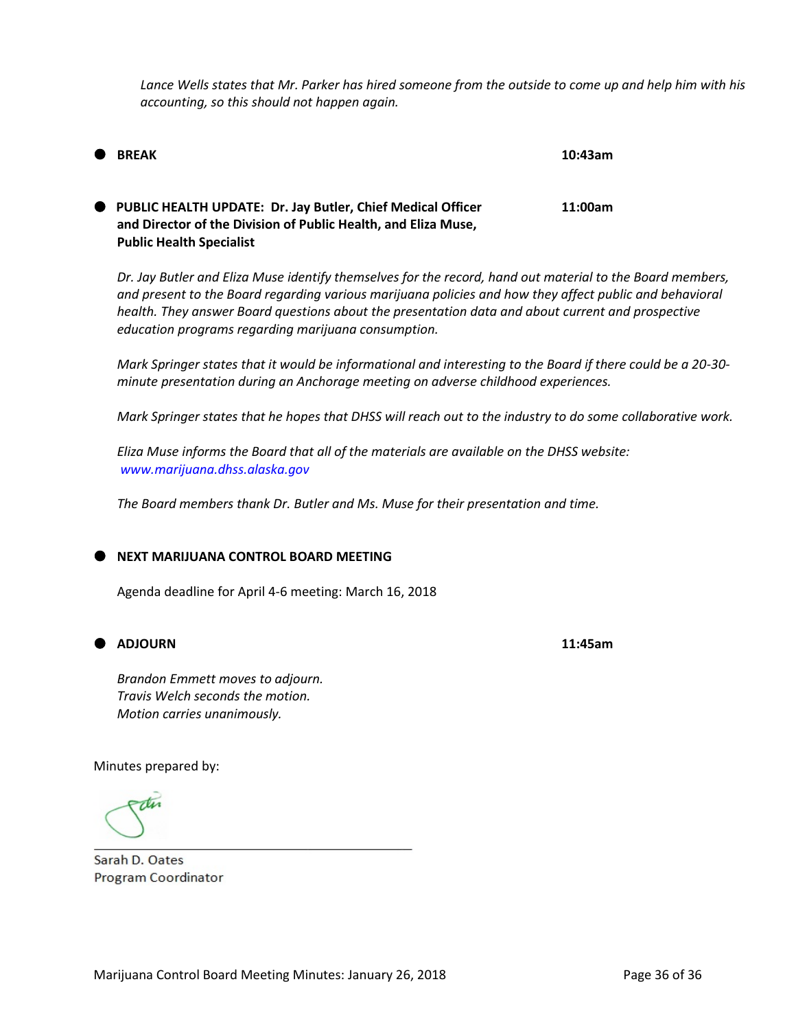*Lance Wells states that Mr. Parker has hired someone from the outside to come up and help him with his accounting, so this should not happen again.*

- **BREAK** **10:43am**

- **PUBLIC HEALTH UPDATE: Dr. Jay Butler, Chief Medical Officer and Director of the Division of Public Health, and Eliza Muse, Public Health Specialist** **11:00am**

  *Dr. Jay Butler and Eliza Muse identify themselves for the record, hand out material to the Board members, and present to the Board regarding various marijuana policies and how they affect public and behavioral health. They answer Board questions about the presentation data and about current and prospective education programs regarding marijuana consumption.*

  *Mark Springer states that it would be informational and interesting to the Board if there could be a 20-30-minute presentation during an Anchorage meeting on adverse childhood experiences.*

  *Mark Springer states that he hopes that DHSS will reach out to the industry to do some collaborative work.*

  *Eliza Muse informs the Board that all of the materials are available on the DHSS website: www.marijuana.dhss.alaska.gov*

  *The Board members thank Dr. Butler and Ms. Muse for their presentation and time.*

- **NEXT MARIJUANA CONTROL BOARD MEETING**

  Agenda deadline for April 4-6 meeting: March 16, 2018

- **ADJOURN** **11:45am**

  *Brandon Emmett moves to adjourn.*
  *Travis Welch seconds the motion.*
  *Motion carries unanimously.*

Minutes prepared by:

Sarah D. Oates
Program Coordinator